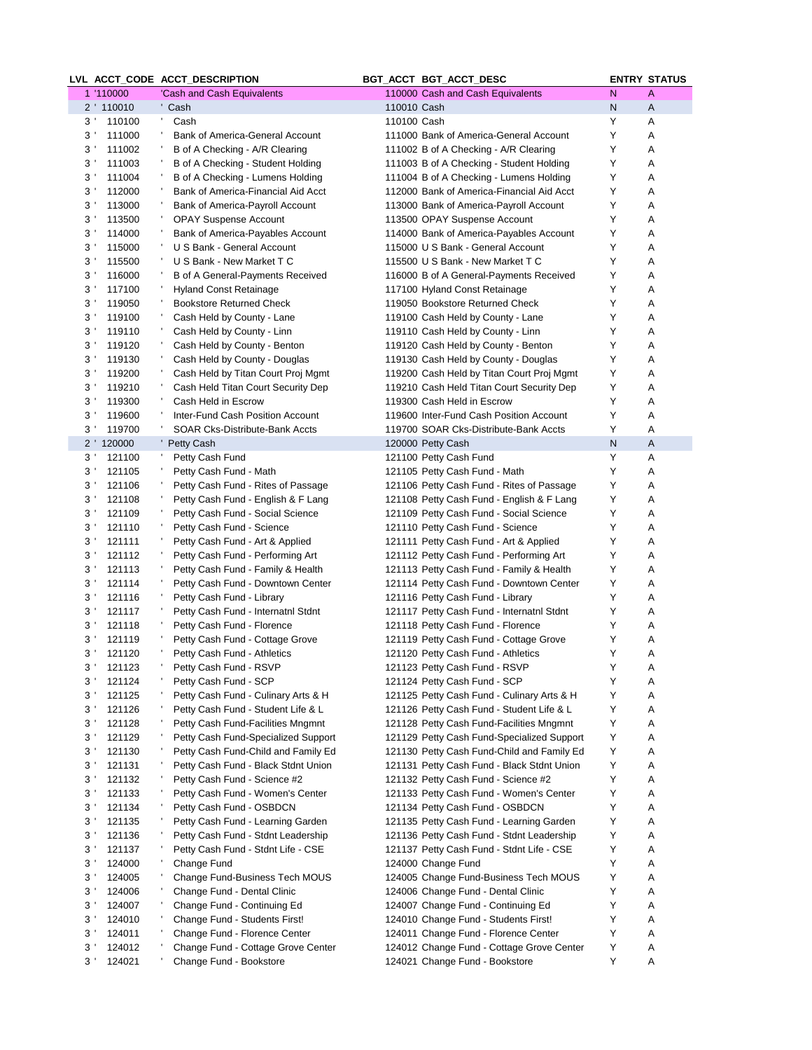| LVL | ACCT_CODE | ACCT_DESCRIPTION | BGT_ACCT | BGT_ACCT_DESC | ENTRY | STATUS |
|---|---|---|---|---|---|---|
| 1 | '110000 | 'Cash and Cash Equivalents | 110000 | Cash and Cash Equivalents | N | A |
| 2 | ' 110010 | ' Cash | 110010 | Cash | N | A |
| 3 | ' 110100 | ' Cash | 110100 | Cash | Y | A |
| 3 | ' 111000 | ' Bank of America-General Account | 111000 | Bank of America-General Account | Y | A |
| 3 | ' 111002 | ' B of A Checking - A/R Clearing | 111002 | B of A Checking - A/R Clearing | Y | A |
| 3 | ' 111003 | ' B of A Checking - Student Holding | 111003 | B of A Checking - Student Holding | Y | A |
| 3 | ' 111004 | ' B of A Checking - Lumens Holding | 111004 | B of A Checking - Lumens Holding | Y | A |
| 3 | ' 112000 | ' Bank of America-Financial Aid Acct | 112000 | Bank of America-Financial Aid Acct | Y | A |
| 3 | ' 113000 | ' Bank of America-Payroll Account | 113000 | Bank of America-Payroll Account | Y | A |
| 3 | ' 113500 | ' OPAY Suspense Account | 113500 | OPAY Suspense Account | Y | A |
| 3 | ' 114000 | ' Bank of America-Payables Account | 114000 | Bank of America-Payables Account | Y | A |
| 3 | ' 115000 | ' U S Bank - General Account | 115000 | U S Bank - General Account | Y | A |
| 3 | ' 115500 | ' U S Bank - New Market T C | 115500 | U S Bank - New Market T C | Y | A |
| 3 | ' 116000 | ' B of A General-Payments Received | 116000 | B of A General-Payments Received | Y | A |
| 3 | ' 117100 | ' Hyland Const Retainage | 117100 | Hyland Const Retainage | Y | A |
| 3 | ' 119050 | ' Bookstore Returned Check | 119050 | Bookstore Returned Check | Y | A |
| 3 | ' 119100 | ' Cash Held by County - Lane | 119100 | Cash Held by County - Lane | Y | A |
| 3 | ' 119110 | ' Cash Held by County - Linn | 119110 | Cash Held by County - Linn | Y | A |
| 3 | ' 119120 | ' Cash Held by County - Benton | 119120 | Cash Held by County - Benton | Y | A |
| 3 | ' 119130 | ' Cash Held by County - Douglas | 119130 | Cash Held by County - Douglas | Y | A |
| 3 | ' 119200 | ' Cash Held by Titan Court Proj Mgmt | 119200 | Cash Held by Titan Court Proj Mgmt | Y | A |
| 3 | ' 119210 | ' Cash Held Titan Court Security Dep | 119210 | Cash Held Titan Court Security Dep | Y | A |
| 3 | ' 119300 | ' Cash Held in Escrow | 119300 | Cash Held in Escrow | Y | A |
| 3 | ' 119600 | ' Inter-Fund Cash Position Account | 119600 | Inter-Fund Cash Position Account | Y | A |
| 3 | ' 119700 | ' SOAR Cks-Distribute-Bank Accts | 119700 | SOAR Cks-Distribute-Bank Accts | Y | A |
| 2 | ' 120000 | ' Petty Cash | 120000 | Petty Cash | N | A |
| 3 | ' 121100 | ' Petty Cash Fund | 121100 | Petty Cash Fund | Y | A |
| 3 | ' 121105 | ' Petty Cash Fund - Math | 121105 | Petty Cash Fund - Math | Y | A |
| 3 | ' 121106 | ' Petty Cash Fund - Rites of Passage | 121106 | Petty Cash Fund - Rites of Passage | Y | A |
| 3 | ' 121108 | ' Petty Cash Fund - English & F Lang | 121108 | Petty Cash Fund - English & F Lang | Y | A |
| 3 | ' 121109 | ' Petty Cash Fund - Social Science | 121109 | Petty Cash Fund - Social Science | Y | A |
| 3 | ' 121110 | ' Petty Cash Fund - Science | 121110 | Petty Cash Fund - Science | Y | A |
| 3 | ' 121111 | ' Petty Cash Fund - Art & Applied | 121111 | Petty Cash Fund - Art & Applied | Y | A |
| 3 | ' 121112 | ' Petty Cash Fund - Performing Art | 121112 | Petty Cash Fund - Performing Art | Y | A |
| 3 | ' 121113 | ' Petty Cash Fund - Family & Health | 121113 | Petty Cash Fund - Family & Health | Y | A |
| 3 | ' 121114 | ' Petty Cash Fund - Downtown Center | 121114 | Petty Cash Fund - Downtown Center | Y | A |
| 3 | ' 121116 | ' Petty Cash Fund - Library | 121116 | Petty Cash Fund - Library | Y | A |
| 3 | ' 121117 | ' Petty Cash Fund - Internatnl Stdnt | 121117 | Petty Cash Fund - Internatnl Stdnt | Y | A |
| 3 | ' 121118 | ' Petty Cash Fund - Florence | 121118 | Petty Cash Fund - Florence | Y | A |
| 3 | ' 121119 | ' Petty Cash Fund - Cottage Grove | 121119 | Petty Cash Fund - Cottage Grove | Y | A |
| 3 | ' 121120 | ' Petty Cash Fund - Athletics | 121120 | Petty Cash Fund - Athletics | Y | A |
| 3 | ' 121123 | ' Petty Cash Fund - RSVP | 121123 | Petty Cash Fund - RSVP | Y | A |
| 3 | ' 121124 | ' Petty Cash Fund - SCP | 121124 | Petty Cash Fund - SCP | Y | A |
| 3 | ' 121125 | ' Petty Cash Fund - Culinary Arts & H | 121125 | Petty Cash Fund - Culinary Arts & H | Y | A |
| 3 | ' 121126 | ' Petty Cash Fund - Student Life & L | 121126 | Petty Cash Fund - Student Life & L | Y | A |
| 3 | ' 121128 | ' Petty Cash Fund-Facilities Mngmnt | 121128 | Petty Cash Fund-Facilities Mngmnt | Y | A |
| 3 | ' 121129 | ' Petty Cash Fund-Specialized Support | 121129 | Petty Cash Fund-Specialized Support | Y | A |
| 3 | ' 121130 | ' Petty Cash Fund-Child and Family Ed | 121130 | Petty Cash Fund-Child and Family Ed | Y | A |
| 3 | ' 121131 | ' Petty Cash Fund - Black Stdnt Union | 121131 | Petty Cash Fund - Black Stdnt Union | Y | A |
| 3 | ' 121132 | ' Petty Cash Fund - Science #2 | 121132 | Petty Cash Fund - Science #2 | Y | A |
| 3 | ' 121133 | ' Petty Cash Fund - Women's Center | 121133 | Petty Cash Fund - Women's Center | Y | A |
| 3 | ' 121134 | ' Petty Cash Fund - OSBDCN | 121134 | Petty Cash Fund - OSBDCN | Y | A |
| 3 | ' 121135 | ' Petty Cash Fund - Learning Garden | 121135 | Petty Cash Fund - Learning Garden | Y | A |
| 3 | ' 121136 | ' Petty Cash Fund - Stdnt Leadership | 121136 | Petty Cash Fund - Stdnt Leadership | Y | A |
| 3 | ' 121137 | ' Petty Cash Fund - Stdnt Life - CSE | 121137 | Petty Cash Fund - Stdnt Life - CSE | Y | A |
| 3 | ' 124000 | ' Change Fund | 124000 | Change Fund | Y | A |
| 3 | ' 124005 | ' Change Fund-Business Tech MOUS | 124005 | Change Fund-Business Tech MOUS | Y | A |
| 3 | ' 124006 | ' Change Fund - Dental Clinic | 124006 | Change Fund - Dental Clinic | Y | A |
| 3 | ' 124007 | ' Change Fund - Continuing Ed | 124007 | Change Fund - Continuing Ed | Y | A |
| 3 | ' 124010 | ' Change Fund - Students First! | 124010 | Change Fund - Students First! | Y | A |
| 3 | ' 124011 | ' Change Fund - Florence Center | 124011 | Change Fund - Florence Center | Y | A |
| 3 | ' 124012 | ' Change Fund - Cottage Grove Center | 124012 | Change Fund - Cottage Grove Center | Y | A |
| 3 | ' 124021 | ' Change Fund - Bookstore | 124021 | Change Fund - Bookstore | Y | A |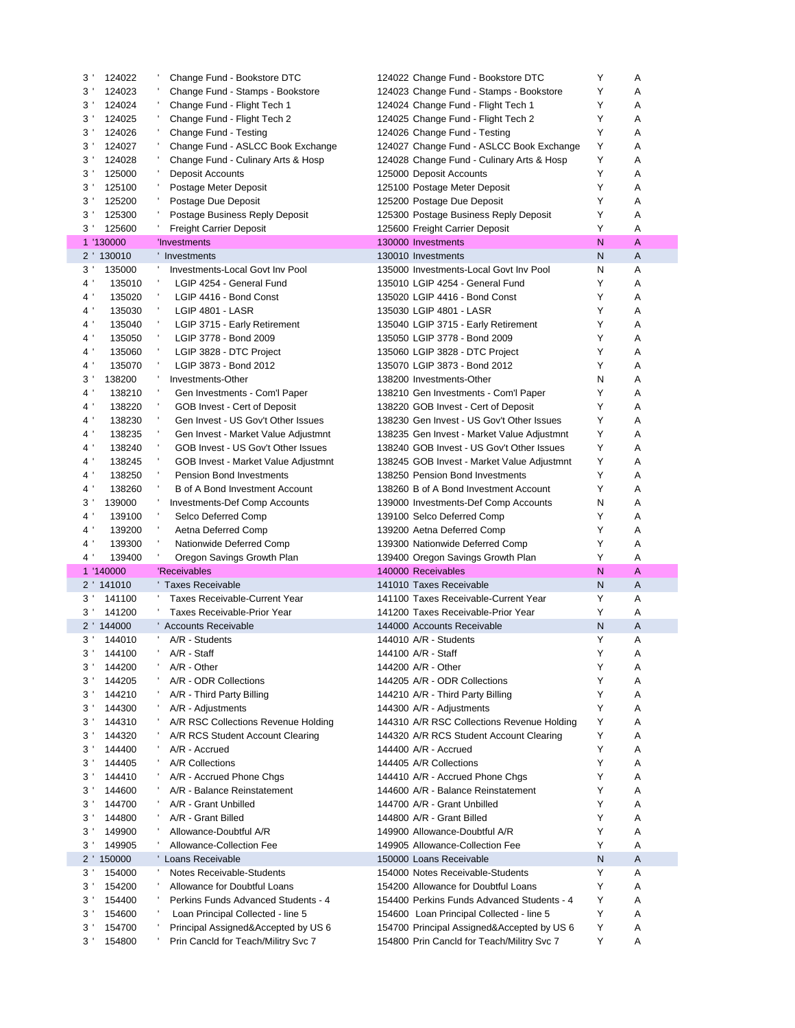| Level | Account | Description | Account Description | Y/N | Status |
|---|---|---|---|---|---|
| 3 ' | 124022 | ' Change Fund - Bookstore DTC | 124022 Change Fund - Bookstore DTC | Y | A |
| 3 ' | 124023 | ' Change Fund - Stamps - Bookstore | 124023 Change Fund - Stamps - Bookstore | Y | A |
| 3 ' | 124024 | ' Change Fund - Flight Tech 1 | 124024 Change Fund - Flight Tech 1 | Y | A |
| 3 ' | 124025 | ' Change Fund - Flight Tech 2 | 124025 Change Fund - Flight Tech 2 | Y | A |
| 3 ' | 124026 | ' Change Fund - Testing | 124026 Change Fund - Testing | Y | A |
| 3 ' | 124027 | ' Change Fund - ASLCC Book Exchange | 124027 Change Fund - ASLCC Book Exchange | Y | A |
| 3 ' | 124028 | ' Change Fund - Culinary Arts & Hosp | 124028 Change Fund - Culinary Arts & Hosp | Y | A |
| 3 ' | 125000 | ' Deposit Accounts | 125000 Deposit Accounts | Y | A |
| 3 ' | 125100 | ' Postage Meter Deposit | 125100 Postage Meter Deposit | Y | A |
| 3 ' | 125200 | ' Postage Due Deposit | 125200 Postage Due Deposit | Y | A |
| 3 ' | 125300 | ' Postage Business Reply Deposit | 125300 Postage Business Reply Deposit | Y | A |
| 3 ' | 125600 | ' Freight Carrier Deposit | 125600 Freight Carrier Deposit | Y | A |
| 1 | '130000 | 'Investments | 130000 Investments | N | A |
| 2 ' | 130010 | ' Investments | 130010 Investments | N | A |
| 3 ' | 135000 | ' Investments-Local Govt Inv Pool | 135000 Investments-Local Govt Inv Pool | N | A |
| 4 ' | 135010 | ' LGIP 4254 - General Fund | 135010 LGIP 4254 - General Fund | Y | A |
| 4 ' | 135020 | ' LGIP 4416 - Bond Const | 135020 LGIP 4416 - Bond Const | Y | A |
| 4 ' | 135030 | ' LGIP 4801 - LASR | 135030 LGIP 4801 - LASR | Y | A |
| 4 ' | 135040 | ' LGIP 3715 - Early Retirement | 135040 LGIP 3715 - Early Retirement | Y | A |
| 4 ' | 135050 | ' LGIP 3778 - Bond 2009 | 135050 LGIP 3778 - Bond 2009 | Y | A |
| 4 ' | 135060 | ' LGIP 3828 - DTC Project | 135060 LGIP 3828 - DTC Project | Y | A |
| 4 ' | 135070 | ' LGIP 3873 - Bond 2012 | 135070 LGIP 3873 - Bond 2012 | Y | A |
| 3 ' | 138200 | ' Investments-Other | 138200 Investments-Other | N | A |
| 4 ' | 138210 | ' Gen Investments - Com'l Paper | 138210 Gen Investments - Com'l Paper | Y | A |
| 4 ' | 138220 | ' GOB Invest - Cert of Deposit | 138220 GOB Invest - Cert of Deposit | Y | A |
| 4 ' | 138230 | ' Gen Invest - US Gov't Other Issues | 138230 Gen Invest - US Gov't Other Issues | Y | A |
| 4 ' | 138235 | ' Gen Invest - Market Value Adjustmnt | 138235 Gen Invest - Market Value Adjustmnt | Y | A |
| 4 ' | 138240 | ' GOB Invest - US Gov't Other Issues | 138240 GOB Invest - US Gov't Other Issues | Y | A |
| 4 ' | 138245 | ' GOB Invest - Market Value Adjustmnt | 138245 GOB Invest - Market Value Adjustmnt | Y | A |
| 4 ' | 138250 | ' Pension Bond Investments | 138250 Pension Bond Investments | Y | A |
| 4 ' | 138260 | ' B of A Bond Investment Account | 138260 B of A Bond Investment Account | Y | A |
| 3 ' | 139000 | ' Investments-Def Comp Accounts | 139000 Investments-Def Comp Accounts | N | A |
| 4 ' | 139100 | ' Selco Deferred Comp | 139100 Selco Deferred Comp | Y | A |
| 4 ' | 139200 | ' Aetna Deferred Comp | 139200 Aetna Deferred Comp | Y | A |
| 4 ' | 139300 | ' Nationwide Deferred Comp | 139300 Nationwide Deferred Comp | Y | A |
| 4 ' | 139400 | ' Oregon Savings Growth Plan | 139400 Oregon Savings Growth Plan | Y | A |
| 1 | '140000 | 'Receivables | 140000 Receivables | N | A |
| 2 ' | 141010 | ' Taxes Receivable | 141010 Taxes Receivable | N | A |
| 3 ' | 141100 | ' Taxes Receivable-Current Year | 141100 Taxes Receivable-Current Year | Y | A |
| 3 ' | 141200 | ' Taxes Receivable-Prior Year | 141200 Taxes Receivable-Prior Year | Y | A |
| 2 ' | 144000 | ' Accounts Receivable | 144000 Accounts Receivable | N | A |
| 3 ' | 144010 | ' A/R - Students | 144010 A/R - Students | Y | A |
| 3 ' | 144100 | ' A/R - Staff | 144100 A/R - Staff | Y | A |
| 3 ' | 144200 | ' A/R - Other | 144200 A/R - Other | Y | A |
| 3 ' | 144205 | ' A/R - ODR Collections | 144205 A/R - ODR Collections | Y | A |
| 3 ' | 144210 | ' A/R - Third Party Billing | 144210 A/R - Third Party Billing | Y | A |
| 3 ' | 144300 | ' A/R - Adjustments | 144300 A/R - Adjustments | Y | A |
| 3 ' | 144310 | ' A/R RSC Collections Revenue Holding | 144310 A/R RSC Collections Revenue Holding | Y | A |
| 3 ' | 144320 | ' A/R RCS Student Account Clearing | 144320 A/R RCS Student Account Clearing | Y | A |
| 3 ' | 144400 | ' A/R - Accrued | 144400 A/R - Accrued | Y | A |
| 3 ' | 144405 | ' A/R Collections | 144405 A/R Collections | Y | A |
| 3 ' | 144410 | ' A/R - Accrued Phone Chgs | 144410 A/R - Accrued Phone Chgs | Y | A |
| 3 ' | 144600 | ' A/R - Balance Reinstatement | 144600 A/R - Balance Reinstatement | Y | A |
| 3 ' | 144700 | ' A/R - Grant Unbilled | 144700 A/R - Grant Unbilled | Y | A |
| 3 ' | 144800 | ' A/R - Grant Billed | 144800 A/R - Grant Billed | Y | A |
| 3 ' | 149900 | ' Allowance-Doubtful A/R | 149900 Allowance-Doubtful A/R | Y | A |
| 3 ' | 149905 | ' Allowance-Collection Fee | 149905 Allowance-Collection Fee | Y | A |
| 2 ' | 150000 | ' Loans Receivable | 150000 Loans Receivable | N | A |
| 3 ' | 154000 | ' Notes Receivable-Students | 154000 Notes Receivable-Students | Y | A |
| 3 ' | 154200 | ' Allowance for Doubtful Loans | 154200 Allowance for Doubtful Loans | Y | A |
| 3 ' | 154400 | ' Perkins Funds Advanced Students - 4 | 154400 Perkins Funds Advanced Students - 4 | Y | A |
| 3 ' | 154600 | ' Loan Principal Collected - line 5 | 154600 Loan Principal Collected - line 5 | Y | A |
| 3 ' | 154700 | ' Principal Assigned&Accepted by US 6 | 154700 Principal Assigned&Accepted by US 6 | Y | A |
| 3 ' | 154800 | ' Prin Cancld for Teach/Militry Svc 7 | 154800 Prin Cancld for Teach/Militry Svc 7 | Y | A |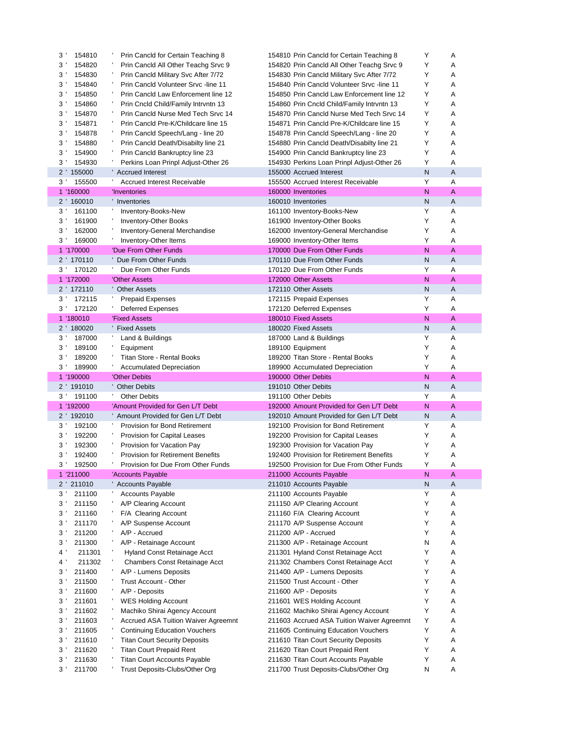| Level | Account | Description | Account Description | Posting | Type |
|---|---|---|---|---|---|
| 3 ' | 154810 | ' Prin Cancld for Certain Teaching 8 | 154810 Prin Cancld for Certain Teaching 8 | Y | A |
| 3 ' | 154820 | ' Prin Cancld All Other Teachg Srvc 9 | 154820 Prin Cancld All Other Teachg Srvc 9 | Y | A |
| 3 ' | 154830 | ' Prin Cancld Military Svc After 7/72 | 154830 Prin Cancld Military Svc After 7/72 | Y | A |
| 3 ' | 154840 | ' Prin Cancld Volunteer Srvc -line 11 | 154840 Prin Cancld Volunteer Srvc -line 11 | Y | A |
| 3 ' | 154850 | ' Prin Cancld Law Enforcement line 12 | 154850 Prin Cancld Law Enforcement line 12 | Y | A |
| 3 ' | 154860 | ' Prin Cncld Child/Family Intrvntn 13 | 154860 Prin Cncld Child/Family Intrvntn 13 | Y | A |
| 3 ' | 154870 | ' Prin Cancld Nurse Med Tech Srvc 14 | 154870 Prin Cancld Nurse Med Tech Srvc 14 | Y | A |
| 3 ' | 154871 | ' Prin Cancld Pre-K/Childcare line 15 | 154871 Prin Cancld Pre-K/Childcare line 15 | Y | A |
| 3 ' | 154878 | ' Prin Cancld Speech/Lang - line 20 | 154878 Prin Cancld Speech/Lang - line 20 | Y | A |
| 3 ' | 154880 | ' Prin Cancld Death/Disabilty line 21 | 154880 Prin Cancld Death/Disabilty line 21 | Y | A |
| 3 ' | 154900 | ' Prin Cancld Bankruptcy line 23 | 154900 Prin Cancld Bankruptcy line 23 | Y | A |
| 3 ' | 154930 | ' Perkins Loan Prinpl Adjust-Other 26 | 154930 Perkins Loan Prinpl Adjust-Other 26 | Y | A |
| 2 ' | 155000 | ' Accrued Interest | 155000 Accrued Interest | N | A |
| 3 ' | 155500 | ' Accrued Interest Receivable | 155500 Accrued Interest Receivable | Y | A |
| 1 | '160000 | 'Inventories | 160000 Inventories | N | A |
| 2 ' | 160010 | ' Inventories | 160010 Inventories | N | A |
| 3 ' | 161100 | ' Inventory-Books-New | 161100 Inventory-Books-New | Y | A |
| 3 ' | 161900 | ' Inventory-Other Books | 161900 Inventory-Other Books | Y | A |
| 3 ' | 162000 | ' Inventory-General Merchandise | 162000 Inventory-General Merchandise | Y | A |
| 3 ' | 169000 | ' Inventory-Other Items | 169000 Inventory-Other Items | Y | A |
| 1 | '170000 | 'Due From Other Funds | 170000 Due From Other Funds | N | A |
| 2 ' | 170110 | ' Due From Other Funds | 170110 Due From Other Funds | N | A |
| 3 ' | 170120 | ' Due From Other Funds | 170120 Due From Other Funds | Y | A |
| 1 | '172000 | 'Other Assets | 172000 Other Assets | N | A |
| 2 ' | 172110 | ' Other Assets | 172110 Other Assets | N | A |
| 3 ' | 172115 | ' Prepaid Expenses | 172115 Prepaid Expenses | Y | A |
| 3 ' | 172120 | ' Deferred Expenses | 172120 Deferred Expenses | Y | A |
| 1 | '180010 | 'Fixed Assets | 180010 Fixed Assets | N | A |
| 2 ' | 180020 | ' Fixed Assets | 180020 Fixed Assets | N | A |
| 3 ' | 187000 | ' Land & Buildings | 187000 Land & Buildings | Y | A |
| 3 ' | 189100 | ' Equipment | 189100 Equipment | Y | A |
| 3 ' | 189200 | ' Titan Store - Rental Books | 189200 Titan Store - Rental Books | Y | A |
| 3 ' | 189900 | ' Accumulated Depreciation | 189900 Accumulated Depreciation | Y | A |
| 1 | '190000 | 'Other Debits | 190000 Other Debits | N | A |
| 2 ' | 191010 | ' Other Debits | 191010 Other Debits | N | A |
| 3 ' | 191100 | ' Other Debits | 191100 Other Debits | Y | A |
| 1 | '192000 | 'Amount Provided for Gen L/T Debt | 192000 Amount Provided for Gen L/T Debt | N | A |
| 2 ' | 192010 | ' Amount Provided for Gen L/T Debt | 192010 Amount Provided for Gen L/T Debt | N | A |
| 3 ' | 192100 | ' Provision for Bond Retirement | 192100 Provision for Bond Retirement | Y | A |
| 3 ' | 192200 | ' Provision for Capital Leases | 192200 Provision for Capital Leases | Y | A |
| 3 ' | 192300 | ' Provision for Vacation Pay | 192300 Provision for Vacation Pay | Y | A |
| 3 ' | 192400 | ' Provision for Retirement Benefits | 192400 Provision for Retirement Benefits | Y | A |
| 3 ' | 192500 | ' Provision for Due From Other Funds | 192500 Provision for Due From Other Funds | Y | A |
| 1 | '211000 | 'Accounts Payable | 211000 Accounts Payable | N | A |
| 2 ' | 211010 | ' Accounts Payable | 211010 Accounts Payable | N | A |
| 3 ' | 211100 | ' Accounts Payable | 211100 Accounts Payable | Y | A |
| 3 ' | 211150 | ' A/P Clearing Account | 211150 A/P Clearing Account | Y | A |
| 3 ' | 211160 | ' F/A Clearing Account | 211160 F/A Clearing Account | Y | A |
| 3 ' | 211170 | ' A/P Suspense Account | 211170 A/P Suspense Account | Y | A |
| 3 ' | 211200 | ' A/P - Accrued | 211200 A/P - Accrued | Y | A |
| 3 ' | 211300 | ' A/P - Retainage Account | 211300 A/P - Retainage Account | N | A |
| 4 ' | 211301 | ' Hyland Const Retainage Acct | 211301 Hyland Const Retainage Acct | Y | A |
| 4 ' | 211302 | ' Chambers Const Retainage Acct | 211302 Chambers Const Retainage Acct | Y | A |
| 3 ' | 211400 | ' A/P - Lumens Deposits | 211400 A/P - Lumens Deposits | Y | A |
| 3 ' | 211500 | ' Trust Account - Other | 211500 Trust Account - Other | Y | A |
| 3 ' | 211600 | ' A/P - Deposits | 211600 A/P - Deposits | Y | A |
| 3 ' | 211601 | ' WES Holding Account | 211601 WES Holding Account | Y | A |
| 3 ' | 211602 | ' Machiko Shirai Agency Account | 211602 Machiko Shirai Agency Account | Y | A |
| 3 ' | 211603 | ' Accrued ASA Tuition Waiver Agreemnt | 211603 Accrued ASA Tuition Waiver Agreemnt | Y | A |
| 3 ' | 211605 | ' Continuing Education Vouchers | 211605 Continuing Education Vouchers | Y | A |
| 3 ' | 211610 | ' Titan Court Security Deposits | 211610 Titan Court Security Deposits | Y | A |
| 3 ' | 211620 | ' Titan Court Prepaid Rent | 211620 Titan Court Prepaid Rent | Y | A |
| 3 ' | 211630 | ' Titan Court Accounts Payable | 211630 Titan Court Accounts Payable | Y | A |
| 3 ' | 211700 | ' Trust Deposits-Clubs/Other Org | 211700 Trust Deposits-Clubs/Other Org | N | A |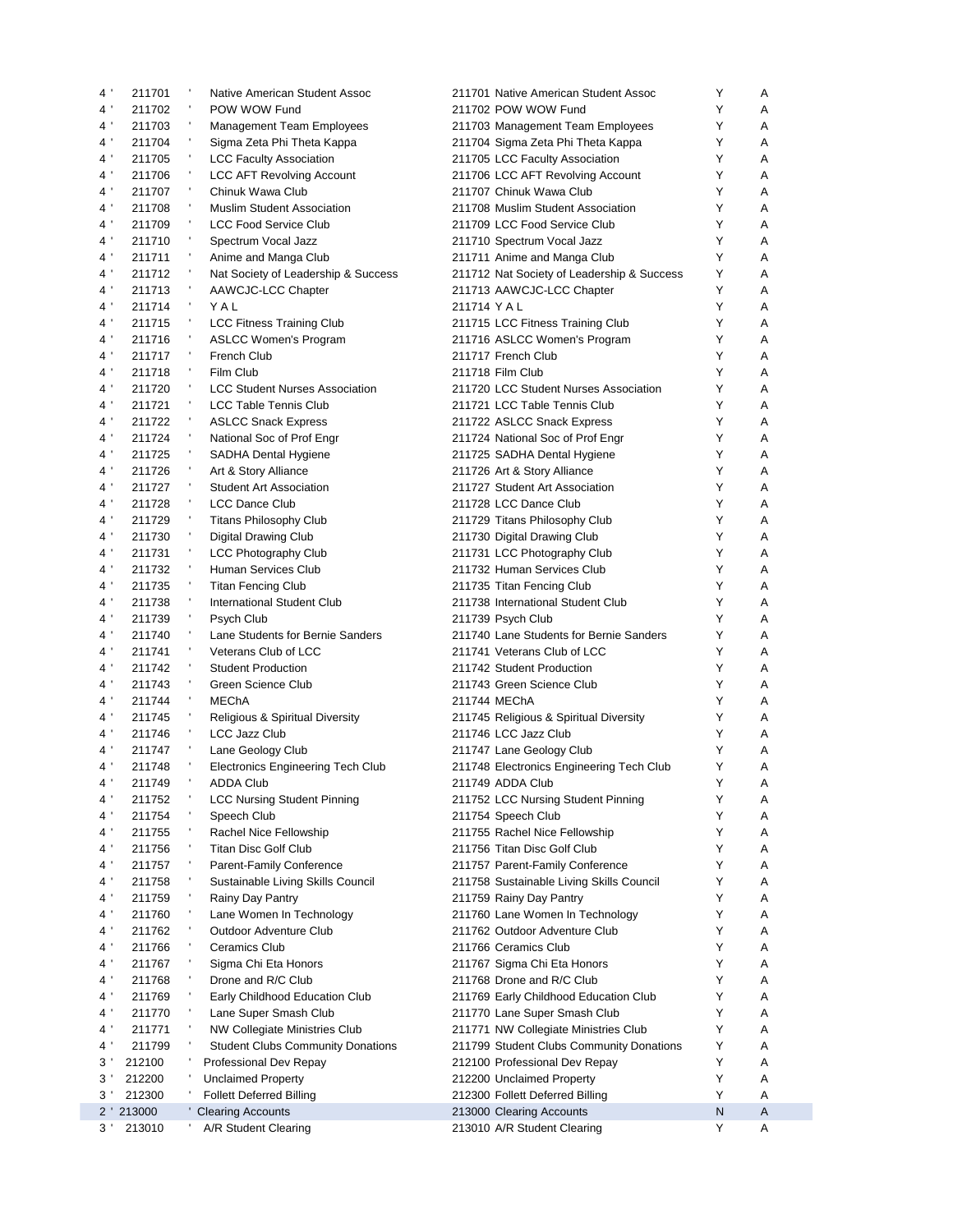| | | | | | | |
|---|---|---|---|---|---|---|
| 4 ' | 211701 | ' | Native American Student Assoc | 211701 Native American Student Assoc | Y | A |
| 4 ' | 211702 | ' | POW WOW Fund | 211702 POW WOW Fund | Y | A |
| 4 ' | 211703 | ' | Management Team Employees | 211703 Management Team Employees | Y | A |
| 4 ' | 211704 | ' | Sigma Zeta Phi Theta Kappa | 211704 Sigma Zeta Phi Theta Kappa | Y | A |
| 4 ' | 211705 | ' | LCC Faculty Association | 211705 LCC Faculty Association | Y | A |
| 4 ' | 211706 | ' | LCC AFT Revolving Account | 211706 LCC AFT Revolving Account | Y | A |
| 4 ' | 211707 | ' | Chinuk Wawa Club | 211707 Chinuk Wawa Club | Y | A |
| 4 ' | 211708 | ' | Muslim Student Association | 211708 Muslim Student Association | Y | A |
| 4 ' | 211709 | ' | LCC Food Service Club | 211709 LCC Food Service Club | Y | A |
| 4 ' | 211710 | ' | Spectrum Vocal Jazz | 211710 Spectrum Vocal Jazz | Y | A |
| 4 ' | 211711 | ' | Anime and Manga Club | 211711 Anime and Manga Club | Y | A |
| 4 ' | 211712 | ' | Nat Society of Leadership & Success | 211712 Nat Society of Leadership & Success | Y | A |
| 4 ' | 211713 | ' | AAWCJC-LCC Chapter | 211713 AAWCJC-LCC Chapter | Y | A |
| 4 ' | 211714 | ' | Y A L | 211714 Y A L | Y | A |
| 4 ' | 211715 | ' | LCC Fitness Training Club | 211715 LCC Fitness Training Club | Y | A |
| 4 ' | 211716 | ' | ASLCC Women's Program | 211716 ASLCC Women's Program | Y | A |
| 4 ' | 211717 | ' | French Club | 211717 French Club | Y | A |
| 4 ' | 211718 | ' | Film Club | 211718 Film Club | Y | A |
| 4 ' | 211720 | ' | LCC Student Nurses Association | 211720 LCC Student Nurses Association | Y | A |
| 4 ' | 211721 | ' | LCC Table Tennis Club | 211721 LCC Table Tennis Club | Y | A |
| 4 ' | 211722 | ' | ASLCC Snack Express | 211722 ASLCC Snack Express | Y | A |
| 4 ' | 211724 | ' | National Soc of Prof Engr | 211724 National Soc of Prof Engr | Y | A |
| 4 ' | 211725 | ' | SADHA Dental Hygiene | 211725 SADHA Dental Hygiene | Y | A |
| 4 ' | 211726 | ' | Art & Story Alliance | 211726 Art & Story Alliance | Y | A |
| 4 ' | 211727 | ' | Student Art Association | 211727 Student Art Association | Y | A |
| 4 ' | 211728 | ' | LCC Dance Club | 211728 LCC Dance Club | Y | A |
| 4 ' | 211729 | ' | Titans Philosophy Club | 211729 Titans Philosophy Club | Y | A |
| 4 ' | 211730 | ' | Digital Drawing Club | 211730 Digital Drawing Club | Y | A |
| 4 ' | 211731 | ' | LCC Photography Club | 211731 LCC Photography Club | Y | A |
| 4 ' | 211732 | ' | Human Services Club | 211732 Human Services Club | Y | A |
| 4 ' | 211735 | ' | Titan Fencing Club | 211735 Titan Fencing Club | Y | A |
| 4 ' | 211738 | ' | International Student Club | 211738 International Student Club | Y | A |
| 4 ' | 211739 | ' | Psych Club | 211739 Psych Club | Y | A |
| 4 ' | 211740 | ' | Lane Students for Bernie Sanders | 211740 Lane Students for Bernie Sanders | Y | A |
| 4 ' | 211741 | ' | Veterans Club of LCC | 211741 Veterans Club of LCC | Y | A |
| 4 ' | 211742 | ' | Student Production | 211742 Student Production | Y | A |
| 4 ' | 211743 | ' | Green Science Club | 211743 Green Science Club | Y | A |
| 4 ' | 211744 | ' | MEChA | 211744 MEChA | Y | A |
| 4 ' | 211745 | ' | Religious & Spiritual Diversity | 211745 Religious & Spiritual Diversity | Y | A |
| 4 ' | 211746 | ' | LCC Jazz Club | 211746 LCC Jazz Club | Y | A |
| 4 ' | 211747 | ' | Lane Geology Club | 211747 Lane Geology Club | Y | A |
| 4 ' | 211748 | ' | Electronics Engineering Tech Club | 211748 Electronics Engineering Tech Club | Y | A |
| 4 ' | 211749 | ' | ADDA Club | 211749 ADDA Club | Y | A |
| 4 ' | 211752 | ' | LCC Nursing Student Pinning | 211752 LCC Nursing Student Pinning | Y | A |
| 4 ' | 211754 | ' | Speech Club | 211754 Speech Club | Y | A |
| 4 ' | 211755 | ' | Rachel Nice Fellowship | 211755 Rachel Nice Fellowship | Y | A |
| 4 ' | 211756 | ' | Titan Disc Golf Club | 211756 Titan Disc Golf Club | Y | A |
| 4 ' | 211757 | ' | Parent-Family Conference | 211757 Parent-Family Conference | Y | A |
| 4 ' | 211758 | ' | Sustainable Living Skills Council | 211758 Sustainable Living Skills Council | Y | A |
| 4 ' | 211759 | ' | Rainy Day Pantry | 211759 Rainy Day Pantry | Y | A |
| 4 ' | 211760 | ' | Lane Women In Technology | 211760 Lane Women In Technology | Y | A |
| 4 ' | 211762 | ' | Outdoor Adventure Club | 211762 Outdoor Adventure Club | Y | A |
| 4 ' | 211766 | ' | Ceramics Club | 211766 Ceramics Club | Y | A |
| 4 ' | 211767 | ' | Sigma Chi Eta Honors | 211767 Sigma Chi Eta Honors | Y | A |
| 4 ' | 211768 | ' | Drone and R/C Club | 211768 Drone and R/C Club | Y | A |
| 4 ' | 211769 | ' | Early Childhood Education Club | 211769 Early Childhood Education Club | Y | A |
| 4 ' | 211770 | ' | Lane Super Smash Club | 211770 Lane Super Smash Club | Y | A |
| 4 ' | 211771 | ' | NW Collegiate Ministries Club | 211771 NW Collegiate Ministries Club | Y | A |
| 4 ' | 211799 | ' | Student Clubs Community Donations | 211799 Student Clubs Community Donations | Y | A |
| 3 ' | 212100 | ' | Professional Dev Repay | 212100 Professional Dev Repay | Y | A |
| 3 ' | 212200 | ' | Unclaimed Property | 212200 Unclaimed Property | Y | A |
| 3 ' | 212300 | ' | Follett Deferred Billing | 212300 Follett Deferred Billing | Y | A |
| 2 ' | 213000 | ' | Clearing Accounts | 213000 Clearing Accounts | N | A |
| 3 ' | 213010 | ' | A/R Student Clearing | 213010 A/R Student Clearing | Y | A |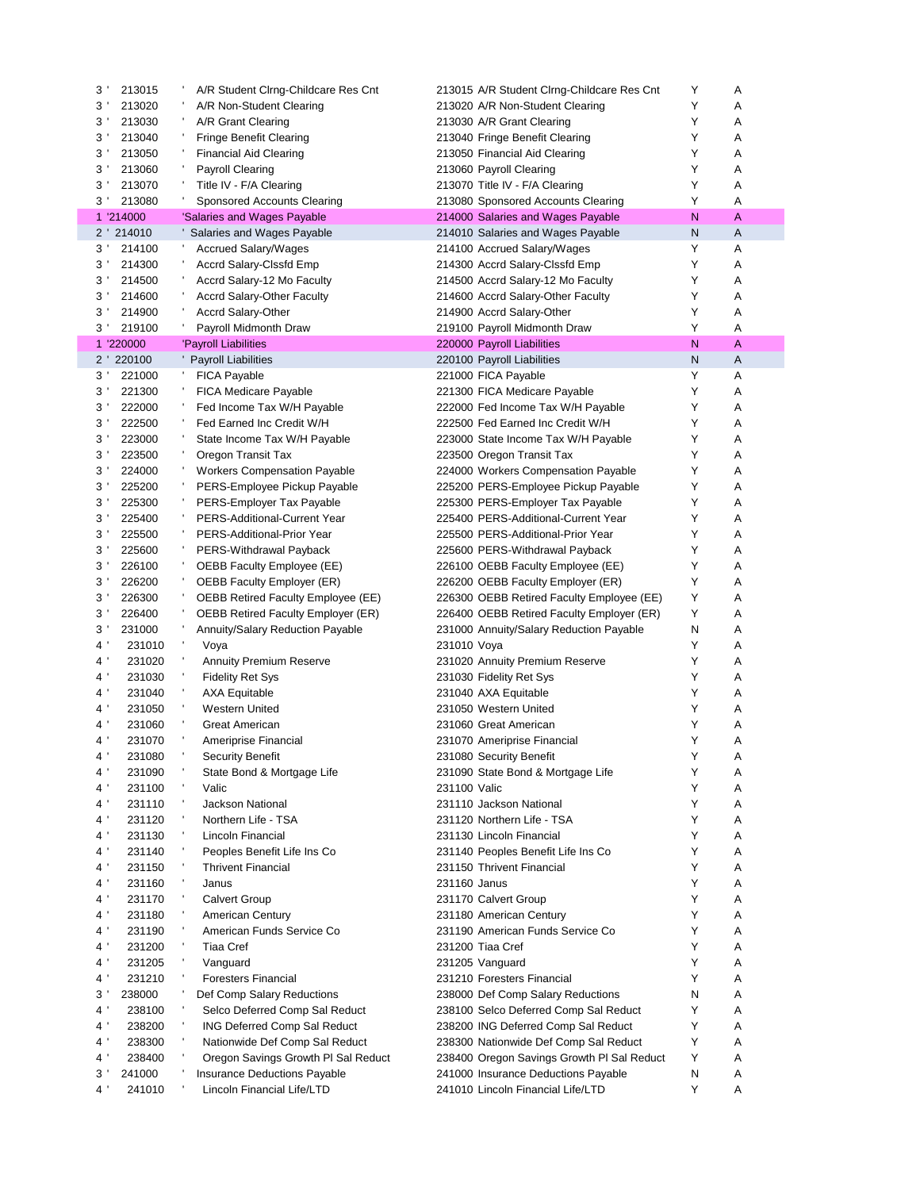| Level | Account | Description | Account Description | Flag | Type |
|---|---|---|---|---|---|
| 3 ' | 213015 | ' A/R Student Clrng-Childcare Res Cnt | 213015 A/R Student Clrng-Childcare Res Cnt | Y | A |
| 3 ' | 213020 | ' A/R Non-Student Clearing | 213020 A/R Non-Student Clearing | Y | A |
| 3 ' | 213030 | ' A/R Grant Clearing | 213030 A/R Grant Clearing | Y | A |
| 3 ' | 213040 | ' Fringe Benefit Clearing | 213040 Fringe Benefit Clearing | Y | A |
| 3 ' | 213050 | ' Financial Aid Clearing | 213050 Financial Aid Clearing | Y | A |
| 3 ' | 213060 | ' Payroll Clearing | 213060 Payroll Clearing | Y | A |
| 3 ' | 213070 | ' Title IV - F/A Clearing | 213070 Title IV - F/A Clearing | Y | A |
| 3 ' | 213080 | ' Sponsored Accounts Clearing | 213080 Sponsored Accounts Clearing | Y | A |
| 1 | '214000 | 'Salaries and Wages Payable | 214000 Salaries and Wages Payable | N | A |
| 2 ' | 214010 | ' Salaries and Wages Payable | 214010 Salaries and Wages Payable | N | A |
| 3 ' | 214100 | ' Accrued Salary/Wages | 214100 Accrued Salary/Wages | Y | A |
| 3 ' | 214300 | ' Accrd Salary-Clssfd Emp | 214300 Accrd Salary-Clssfd Emp | Y | A |
| 3 ' | 214500 | ' Accrd Salary-12 Mo Faculty | 214500 Accrd Salary-12 Mo Faculty | Y | A |
| 3 ' | 214600 | ' Accrd Salary-Other Faculty | 214600 Accrd Salary-Other Faculty | Y | A |
| 3 ' | 214900 | ' Accrd Salary-Other | 214900 Accrd Salary-Other | Y | A |
| 3 ' | 219100 | ' Payroll Midmonth Draw | 219100 Payroll Midmonth Draw | Y | A |
| 1 | '220000 | 'Payroll Liabilities | 220000 Payroll Liabilities | N | A |
| 2 ' | 220100 | ' Payroll Liabilities | 220100 Payroll Liabilities | N | A |
| 3 ' | 221000 | ' FICA Payable | 221000 FICA Payable | Y | A |
| 3 ' | 221300 | ' FICA Medicare Payable | 221300 FICA Medicare Payable | Y | A |
| 3 ' | 222000 | ' Fed Income Tax W/H Payable | 222000 Fed Income Tax W/H Payable | Y | A |
| 3 ' | 222500 | ' Fed Earned Inc Credit W/H | 222500 Fed Earned Inc Credit W/H | Y | A |
| 3 ' | 223000 | ' State Income Tax W/H Payable | 223000 State Income Tax W/H Payable | Y | A |
| 3 ' | 223500 | ' Oregon Transit Tax | 223500 Oregon Transit Tax | Y | A |
| 3 ' | 224000 | ' Workers Compensation Payable | 224000 Workers Compensation Payable | Y | A |
| 3 ' | 225200 | ' PERS-Employee Pickup Payable | 225200 PERS-Employee Pickup Payable | Y | A |
| 3 ' | 225300 | ' PERS-Employer Tax Payable | 225300 PERS-Employer Tax Payable | Y | A |
| 3 ' | 225400 | ' PERS-Additional-Current Year | 225400 PERS-Additional-Current Year | Y | A |
| 3 ' | 225500 | ' PERS-Additional-Prior Year | 225500 PERS-Additional-Prior Year | Y | A |
| 3 ' | 225600 | ' PERS-Withdrawal Payback | 225600 PERS-Withdrawal Payback | Y | A |
| 3 ' | 226100 | ' OEBB Faculty Employee (EE) | 226100 OEBB Faculty Employee (EE) | Y | A |
| 3 ' | 226200 | ' OEBB Faculty Employer (ER) | 226200 OEBB Faculty Employer (ER) | Y | A |
| 3 ' | 226300 | ' OEBB Retired Faculty Employee (EE) | 226300 OEBB Retired Faculty Employee (EE) | Y | A |
| 3 ' | 226400 | ' OEBB Retired Faculty Employer (ER) | 226400 OEBB Retired Faculty Employer (ER) | Y | A |
| 3 ' | 231000 | ' Annuity/Salary Reduction Payable | 231000 Annuity/Salary Reduction Payable | N | A |
| 4 ' | 231010 | ' Voya | 231010 Voya | Y | A |
| 4 ' | 231020 | ' Annuity Premium Reserve | 231020 Annuity Premium Reserve | Y | A |
| 4 ' | 231030 | ' Fidelity Ret Sys | 231030 Fidelity Ret Sys | Y | A |
| 4 ' | 231040 | ' AXA Equitable | 231040 AXA Equitable | Y | A |
| 4 ' | 231050 | ' Western United | 231050 Western United | Y | A |
| 4 ' | 231060 | ' Great American | 231060 Great American | Y | A |
| 4 ' | 231070 | ' Ameriprise Financial | 231070 Ameriprise Financial | Y | A |
| 4 ' | 231080 | ' Security Benefit | 231080 Security Benefit | Y | A |
| 4 ' | 231090 | ' State Bond & Mortgage Life | 231090 State Bond & Mortgage Life | Y | A |
| 4 ' | 231100 | ' Valic | 231100 Valic | Y | A |
| 4 ' | 231110 | ' Jackson National | 231110 Jackson National | Y | A |
| 4 ' | 231120 | ' Northern Life - TSA | 231120 Northern Life - TSA | Y | A |
| 4 ' | 231130 | ' Lincoln Financial | 231130 Lincoln Financial | Y | A |
| 4 ' | 231140 | ' Peoples Benefit Life Ins Co | 231140 Peoples Benefit Life Ins Co | Y | A |
| 4 ' | 231150 | ' Thrivent Financial | 231150 Thrivent Financial | Y | A |
| 4 ' | 231160 | ' Janus | 231160 Janus | Y | A |
| 4 ' | 231170 | ' Calvert Group | 231170 Calvert Group | Y | A |
| 4 ' | 231180 | ' American Century | 231180 American Century | Y | A |
| 4 ' | 231190 | ' American Funds Service Co | 231190 American Funds Service Co | Y | A |
| 4 ' | 231200 | ' Tiaa Cref | 231200 Tiaa Cref | Y | A |
| 4 ' | 231205 | ' Vanguard | 231205 Vanguard | Y | A |
| 4 ' | 231210 | ' Foresters Financial | 231210 Foresters Financial | Y | A |
| 3 ' | 238000 | ' Def Comp Salary Reductions | 238000 Def Comp Salary Reductions | N | A |
| 4 ' | 238100 | ' Selco Deferred Comp Sal Reduct | 238100 Selco Deferred Comp Sal Reduct | Y | A |
| 4 ' | 238200 | ' ING Deferred Comp Sal Reduct | 238200 ING Deferred Comp Sal Reduct | Y | A |
| 4 ' | 238300 | ' Nationwide Def Comp Sal Reduct | 238300 Nationwide Def Comp Sal Reduct | Y | A |
| 4 ' | 238400 | ' Oregon Savings Growth Pl Sal Reduct | 238400 Oregon Savings Growth Pl Sal Reduct | Y | A |
| 3 ' | 241000 | ' Insurance Deductions Payable | 241000 Insurance Deductions Payable | N | A |
| 4 ' | 241010 | ' Lincoln Financial Life/LTD | 241010 Lincoln Financial Life/LTD | Y | A |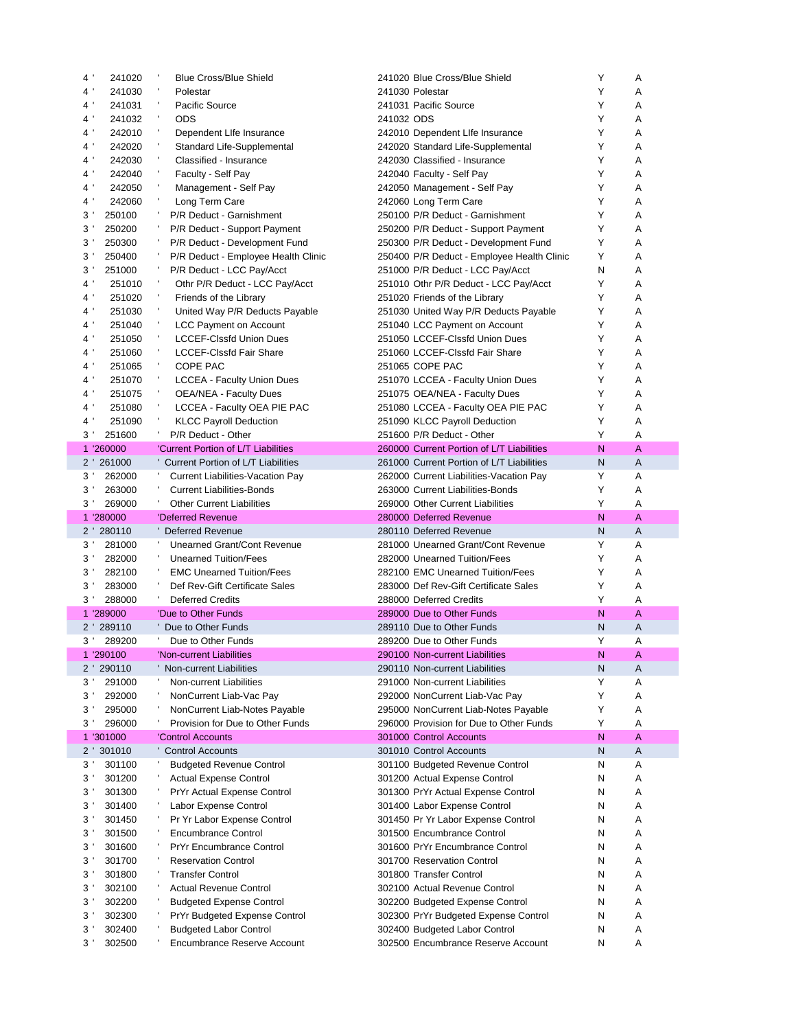| | | | | | |
|---|---|---|---|---|---|
| 4 ' | 241020 | ' Blue Cross/Blue Shield | 241020 Blue Cross/Blue Shield | Y | A |
| 4 ' | 241030 | ' Polestar | 241030 Polestar | Y | A |
| 4 ' | 241031 | ' Pacific Source | 241031 Pacific Source | Y | A |
| 4 ' | 241032 | ' ODS | 241032 ODS | Y | A |
| 4 ' | 242010 | ' Dependent LIfe Insurance | 242010 Dependent LIfe Insurance | Y | A |
| 4 ' | 242020 | ' Standard Life-Supplemental | 242020 Standard Life-Supplemental | Y | A |
| 4 ' | 242030 | ' Classified - Insurance | 242030 Classified - Insurance | Y | A |
| 4 ' | 242040 | ' Faculty - Self Pay | 242040 Faculty - Self Pay | Y | A |
| 4 ' | 242050 | ' Management - Self Pay | 242050 Management - Self Pay | Y | A |
| 4 ' | 242060 | ' Long Term Care | 242060 Long Term Care | Y | A |
| 3 ' | 250100 | ' P/R Deduct - Garnishment | 250100 P/R Deduct - Garnishment | Y | A |
| 3 ' | 250200 | ' P/R Deduct - Support Payment | 250200 P/R Deduct - Support Payment | Y | A |
| 3 ' | 250300 | ' P/R Deduct - Development Fund | 250300 P/R Deduct - Development Fund | Y | A |
| 3 ' | 250400 | ' P/R Deduct - Employee Health Clinic | 250400 P/R Deduct - Employee Health Clinic | Y | A |
| 3 ' | 251000 | ' P/R Deduct - LCC Pay/Acct | 251000 P/R Deduct - LCC Pay/Acct | N | A |
| 4 ' | 251010 | ' Othr P/R Deduct - LCC Pay/Acct | 251010 Othr P/R Deduct - LCC Pay/Acct | Y | A |
| 4 ' | 251020 | ' Friends of the Library | 251020 Friends of the Library | Y | A |
| 4 ' | 251030 | ' United Way P/R Deducts Payable | 251030 United Way P/R Deducts Payable | Y | A |
| 4 ' | 251040 | ' LCC Payment on Account | 251040 LCC Payment on Account | Y | A |
| 4 ' | 251050 | ' LCCEF-Clssfd Union Dues | 251050 LCCEF-Clssfd Union Dues | Y | A |
| 4 ' | 251060 | ' LCCEF-Clssfd Fair Share | 251060 LCCEF-Clssfd Fair Share | Y | A |
| 4 ' | 251065 | ' COPE PAC | 251065 COPE PAC | Y | A |
| 4 ' | 251070 | ' LCCEA - Faculty Union Dues | 251070 LCCEA - Faculty Union Dues | Y | A |
| 4 ' | 251075 | ' OEA/NEA - Faculty Dues | 251075 OEA/NEA - Faculty Dues | Y | A |
| 4 ' | 251080 | ' LCCEA - Faculty OEA PIE PAC | 251080 LCCEA - Faculty OEA PIE PAC | Y | A |
| 4 ' | 251090 | ' KLCC Payroll Deduction | 251090 KLCC Payroll Deduction | Y | A |
| 3 ' | 251600 | ' P/R Deduct - Other | 251600 P/R Deduct - Other | Y | A |
| 1 | '260000 | 'Current Portion of L/T Liabilities | 260000 Current Portion of L/T Liabilities | N | A |
| 2 ' | 261000 | ' Current Portion of L/T Liabilities | 261000 Current Portion of L/T Liabilities | N | A |
| 3 ' | 262000 | ' Current Liabilities-Vacation Pay | 262000 Current Liabilities-Vacation Pay | Y | A |
| 3 ' | 263000 | ' Current Liabilities-Bonds | 263000 Current Liabilities-Bonds | Y | A |
| 3 ' | 269000 | ' Other Current Liabilities | 269000 Other Current Liabilities | Y | A |
| 1 | '280000 | 'Deferred Revenue | 280000 Deferred Revenue | N | A |
| 2 ' | 280110 | ' Deferred Revenue | 280110 Deferred Revenue | N | A |
| 3 ' | 281000 | ' Unearned Grant/Cont Revenue | 281000 Unearned Grant/Cont Revenue | Y | A |
| 3 ' | 282000 | ' Unearned Tuition/Fees | 282000 Unearned Tuition/Fees | Y | A |
| 3 ' | 282100 | ' EMC Unearned Tuition/Fees | 282100 EMC Unearned Tuition/Fees | Y | A |
| 3 ' | 283000 | ' Def Rev-Gift Certificate Sales | 283000 Def Rev-Gift Certificate Sales | Y | A |
| 3 ' | 288000 | ' Deferred Credits | 288000 Deferred Credits | Y | A |
| 1 | '289000 | 'Due to Other Funds | 289000 Due to Other Funds | N | A |
| 2 ' | 289110 | ' Due to Other Funds | 289110 Due to Other Funds | N | A |
| 3 ' | 289200 | ' Due to Other Funds | 289200 Due to Other Funds | Y | A |
| 1 | '290100 | 'Non-current Liabilities | 290100 Non-current Liabilities | N | A |
| 2 ' | 290110 | ' Non-current Liabilities | 290110 Non-current Liabilities | N | A |
| 3 ' | 291000 | ' Non-current Liabilities | 291000 Non-current Liabilities | Y | A |
| 3 ' | 292000 | ' NonCurrent Liab-Vac Pay | 292000 NonCurrent Liab-Vac Pay | Y | A |
| 3 ' | 295000 | ' NonCurrent Liab-Notes Payable | 295000 NonCurrent Liab-Notes Payable | Y | A |
| 3 ' | 296000 | ' Provision for Due to Other Funds | 296000 Provision for Due to Other Funds | Y | A |
| 1 | '301000 | 'Control Accounts | 301000 Control Accounts | N | A |
| 2 ' | 301010 | ' Control Accounts | 301010 Control Accounts | N | A |
| 3 ' | 301100 | ' Budgeted Revenue Control | 301100 Budgeted Revenue Control | N | A |
| 3 ' | 301200 | ' Actual Expense Control | 301200 Actual Expense Control | N | A |
| 3 ' | 301300 | ' PrYr Actual Expense Control | 301300 PrYr Actual Expense Control | N | A |
| 3 ' | 301400 | ' Labor Expense Control | 301400 Labor Expense Control | N | A |
| 3 ' | 301450 | ' Pr Yr Labor Expense Control | 301450 Pr Yr Labor Expense Control | N | A |
| 3 ' | 301500 | ' Encumbrance Control | 301500 Encumbrance Control | N | A |
| 3 ' | 301600 | ' PrYr Encumbrance Control | 301600 PrYr Encumbrance Control | N | A |
| 3 ' | 301700 | ' Reservation Control | 301700 Reservation Control | N | A |
| 3 ' | 301800 | ' Transfer Control | 301800 Transfer Control | N | A |
| 3 ' | 302100 | ' Actual Revenue Control | 302100 Actual Revenue Control | N | A |
| 3 ' | 302200 | ' Budgeted Expense Control | 302200 Budgeted Expense Control | N | A |
| 3 ' | 302300 | ' PrYr Budgeted Expense Control | 302300 PrYr Budgeted Expense Control | N | A |
| 3 ' | 302400 | ' Budgeted Labor Control | 302400 Budgeted Labor Control | N | A |
| 3 ' | 302500 | ' Encumbrance Reserve Account | 302500 Encumbrance Reserve Account | N | A |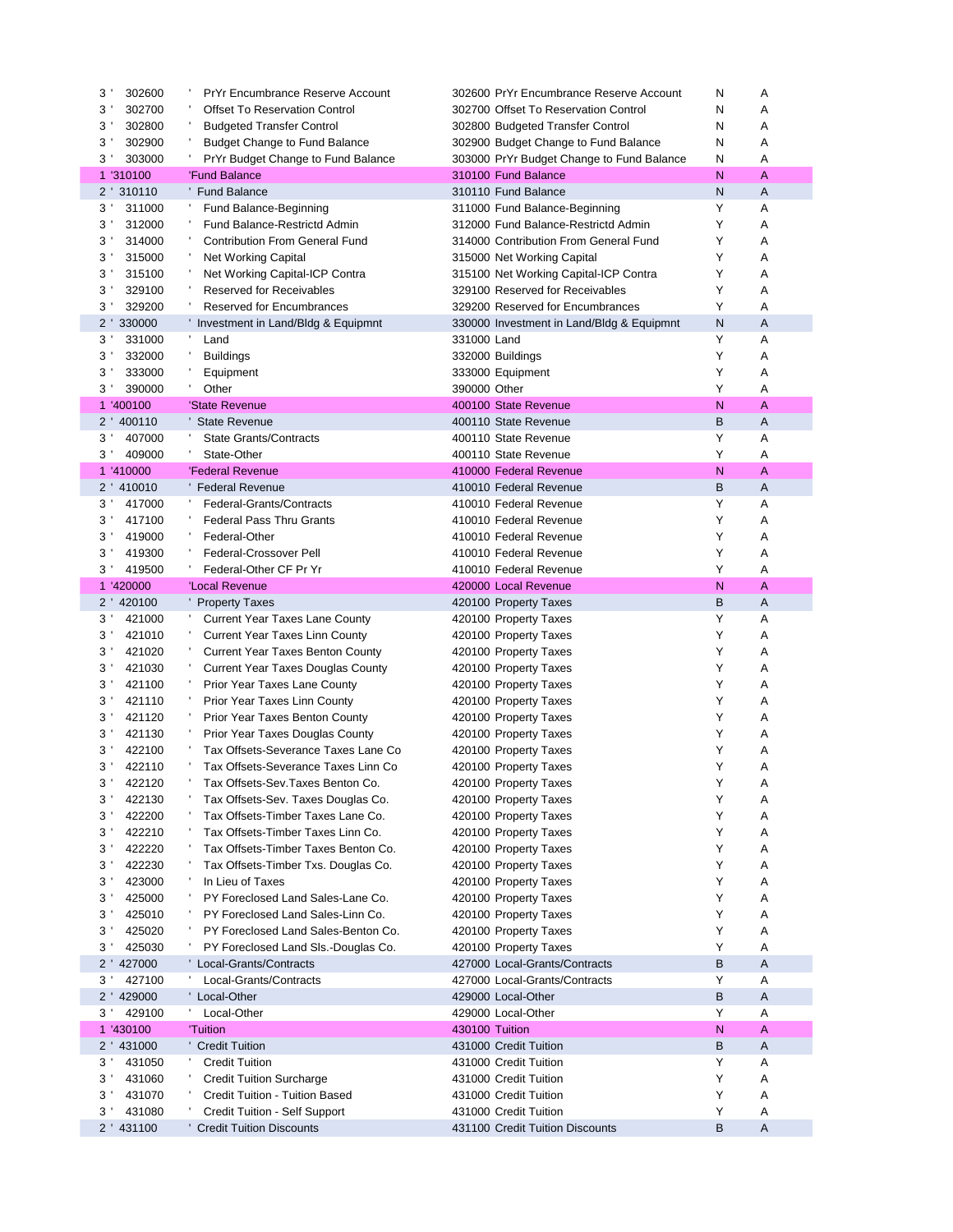| | | | | | |
|---|---|---|---|---|---|
| 3 ' | 302600 | ' PrYr Encumbrance Reserve Account | 302600 PrYr Encumbrance Reserve Account | N | A |
| 3 ' | 302700 | ' Offset To Reservation Control | 302700 Offset To Reservation Control | N | A |
| 3 ' | 302800 | ' Budgeted Transfer Control | 302800 Budgeted Transfer Control | N | A |
| 3 ' | 302900 | ' Budget Change to Fund Balance | 302900 Budget Change to Fund Balance | N | A |
| 3 ' | 303000 | ' PrYr Budget Change to Fund Balance | 303000 PrYr Budget Change to Fund Balance | N | A |
| 1 | '310100 | 'Fund Balance | 310100 Fund Balance | N | A |
| 2 ' | 310110 | ' Fund Balance | 310110 Fund Balance | N | A |
| 3 ' | 311000 | ' Fund Balance-Beginning | 311000 Fund Balance-Beginning | Y | A |
| 3 ' | 312000 | ' Fund Balance-Restrictd Admin | 312000 Fund Balance-Restrictd Admin | Y | A |
| 3 ' | 314000 | ' Contribution From General Fund | 314000 Contribution From General Fund | Y | A |
| 3 ' | 315000 | ' Net Working Capital | 315000 Net Working Capital | Y | A |
| 3 ' | 315100 | ' Net Working Capital-ICP Contra | 315100 Net Working Capital-ICP Contra | Y | A |
| 3 ' | 329100 | ' Reserved for Receivables | 329100 Reserved for Receivables | Y | A |
| 3 ' | 329200 | ' Reserved for Encumbrances | 329200 Reserved for Encumbrances | Y | A |
| 2 ' | 330000 | ' Investment in Land/Bldg & Equipmnt | 330000 Investment in Land/Bldg & Equipmnt | N | A |
| 3 ' | 331000 | ' Land | 331000 Land | Y | A |
| 3 ' | 332000 | ' Buildings | 332000 Buildings | Y | A |
| 3 ' | 333000 | ' Equipment | 333000 Equipment | Y | A |
| 3 ' | 390000 | ' Other | 390000 Other | Y | A |
| 1 | '400100 | 'State Revenue | 400100 State Revenue | N | A |
| 2 ' | 400110 | ' State Revenue | 400110 State Revenue | B | A |
| 3 ' | 407000 | ' State Grants/Contracts | 400110 State Revenue | Y | A |
| 3 ' | 409000 | ' State-Other | 400110 State Revenue | Y | A |
| 1 | '410000 | 'Federal Revenue | 410000 Federal Revenue | N | A |
| 2 ' | 410010 | ' Federal Revenue | 410010 Federal Revenue | B | A |
| 3 ' | 417000 | ' Federal-Grants/Contracts | 410010 Federal Revenue | Y | A |
| 3 ' | 417100 | ' Federal Pass Thru Grants | 410010 Federal Revenue | Y | A |
| 3 ' | 419000 | ' Federal-Other | 410010 Federal Revenue | Y | A |
| 3 ' | 419300 | ' Federal-Crossover Pell | 410010 Federal Revenue | Y | A |
| 3 ' | 419500 | ' Federal-Other CF Pr Yr | 410010 Federal Revenue | Y | A |
| 1 | '420000 | 'Local Revenue | 420000 Local Revenue | N | A |
| 2 ' | 420100 | ' Property Taxes | 420100 Property Taxes | B | A |
| 3 ' | 421000 | ' Current Year Taxes Lane County | 420100 Property Taxes | Y | A |
| 3 ' | 421010 | ' Current Year Taxes Linn County | 420100 Property Taxes | Y | A |
| 3 ' | 421020 | ' Current Year Taxes Benton County | 420100 Property Taxes | Y | A |
| 3 ' | 421030 | ' Current Year Taxes Douglas County | 420100 Property Taxes | Y | A |
| 3 ' | 421100 | ' Prior Year Taxes Lane County | 420100 Property Taxes | Y | A |
| 3 ' | 421110 | ' Prior Year Taxes Linn County | 420100 Property Taxes | Y | A |
| 3 ' | 421120 | ' Prior Year Taxes Benton County | 420100 Property Taxes | Y | A |
| 3 ' | 421130 | ' Prior Year Taxes Douglas County | 420100 Property Taxes | Y | A |
| 3 ' | 422100 | ' Tax Offsets-Severance Taxes Lane Co | 420100 Property Taxes | Y | A |
| 3 ' | 422110 | ' Tax Offsets-Severance Taxes Linn Co | 420100 Property Taxes | Y | A |
| 3 ' | 422120 | ' Tax Offsets-Sev.Taxes Benton Co. | 420100 Property Taxes | Y | A |
| 3 ' | 422130 | ' Tax Offsets-Sev. Taxes Douglas Co. | 420100 Property Taxes | Y | A |
| 3 ' | 422200 | ' Tax Offsets-Timber Taxes Lane Co. | 420100 Property Taxes | Y | A |
| 3 ' | 422210 | ' Tax Offsets-Timber Taxes Linn Co. | 420100 Property Taxes | Y | A |
| 3 ' | 422220 | ' Tax Offsets-Timber Taxes Benton Co. | 420100 Property Taxes | Y | A |
| 3 ' | 422230 | ' Tax Offsets-Timber Txs. Douglas Co. | 420100 Property Taxes | Y | A |
| 3 ' | 423000 | ' In Lieu of Taxes | 420100 Property Taxes | Y | A |
| 3 ' | 425000 | ' PY Foreclosed Land Sales-Lane Co. | 420100 Property Taxes | Y | A |
| 3 ' | 425010 | ' PY Foreclosed Land Sales-Linn Co. | 420100 Property Taxes | Y | A |
| 3 ' | 425020 | ' PY Foreclosed Land Sales-Benton Co. | 420100 Property Taxes | Y | A |
| 3 ' | 425030 | ' PY Foreclosed Land Sls.-Douglas Co. | 420100 Property Taxes | Y | A |
| 2 ' | 427000 | ' Local-Grants/Contracts | 427000 Local-Grants/Contracts | B | A |
| 3 ' | 427100 | ' Local-Grants/Contracts | 427000 Local-Grants/Contracts | Y | A |
| 2 ' | 429000 | ' Local-Other | 429000 Local-Other | B | A |
| 3 ' | 429100 | ' Local-Other | 429000 Local-Other | Y | A |
| 1 | '430100 | 'Tuition | 430100 Tuition | N | A |
| 2 ' | 431000 | ' Credit Tuition | 431000 Credit Tuition | B | A |
| 3 ' | 431050 | ' Credit Tuition | 431000 Credit Tuition | Y | A |
| 3 ' | 431060 | ' Credit Tuition Surcharge | 431000 Credit Tuition | Y | A |
| 3 ' | 431070 | ' Credit Tuition - Tuition Based | 431000 Credit Tuition | Y | A |
| 3 ' | 431080 | ' Credit Tuition - Self Support | 431000 Credit Tuition | Y | A |
| 2 ' | 431100 | ' Credit Tuition Discounts | 431100 Credit Tuition Discounts | B | A |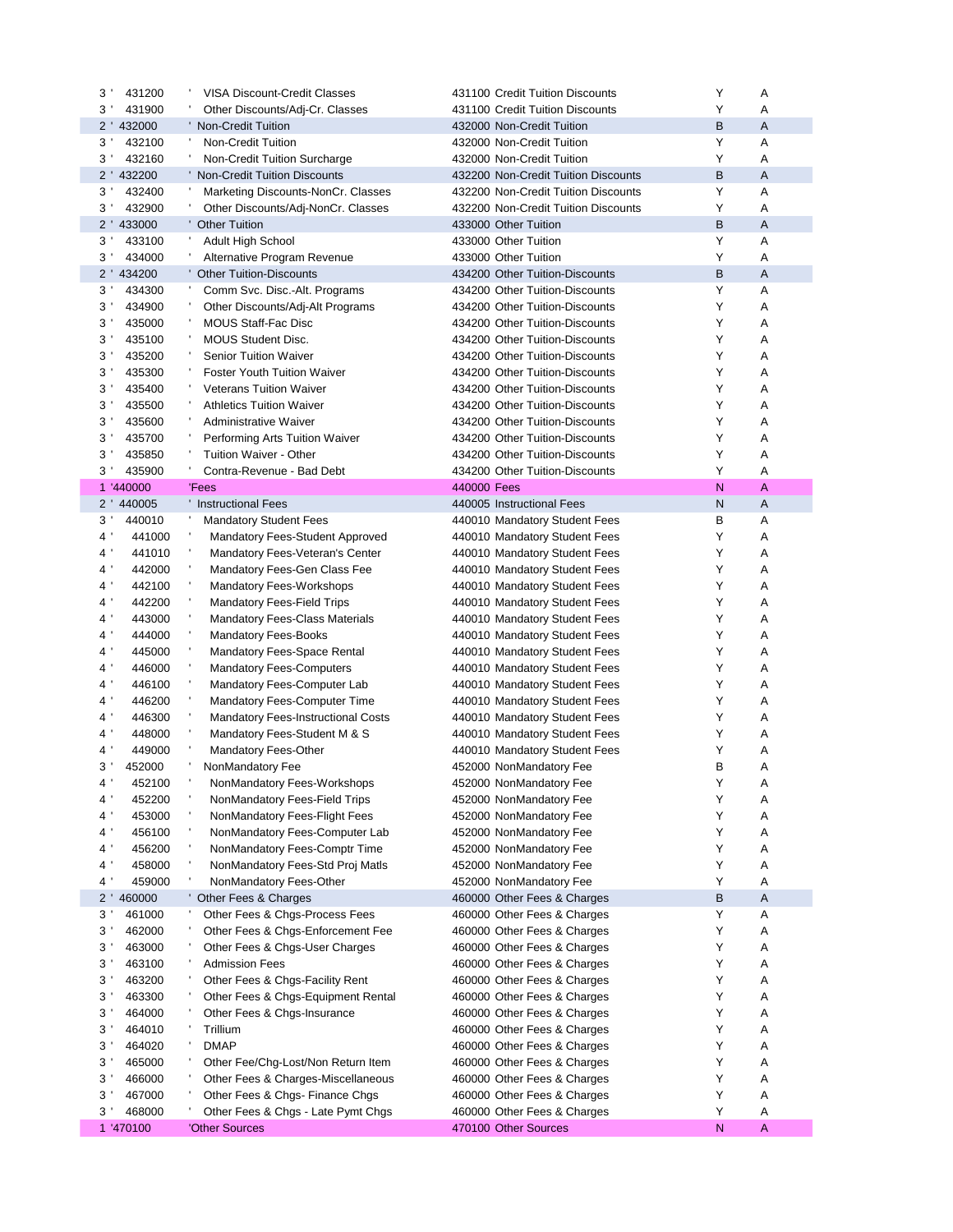| Level | Account | Description | Rollup Account | Type | Status |
|---|---|---|---|---|---|
| 3 ' | 431200 | ' VISA Discount-Credit Classes | 431100 Credit Tuition Discounts | Y | A |
| 3 ' | 431900 | ' Other Discounts/Adj-Cr. Classes | 431100 Credit Tuition Discounts | Y | A |
| 2 ' | 432000 | ' Non-Credit Tuition | 432000 Non-Credit Tuition | B | A |
| 3 ' | 432100 | ' Non-Credit Tuition | 432000 Non-Credit Tuition | Y | A |
| 3 ' | 432160 | ' Non-Credit Tuition Surcharge | 432000 Non-Credit Tuition | Y | A |
| 2 ' | 432200 | ' Non-Credit Tuition Discounts | 432200 Non-Credit Tuition Discounts | B | A |
| 3 ' | 432400 | ' Marketing Discounts-NonCr. Classes | 432200 Non-Credit Tuition Discounts | Y | A |
| 3 ' | 432900 | ' Other Discounts/Adj-NonCr. Classes | 432200 Non-Credit Tuition Discounts | Y | A |
| 2 ' | 433000 | ' Other Tuition | 433000 Other Tuition | B | A |
| 3 ' | 433100 | ' Adult High School | 433000 Other Tuition | Y | A |
| 3 ' | 434000 | ' Alternative Program Revenue | 433000 Other Tuition | Y | A |
| 2 ' | 434200 | ' Other Tuition-Discounts | 434200 Other Tuition-Discounts | B | A |
| 3 ' | 434300 | ' Comm Svc. Disc.-Alt. Programs | 434200 Other Tuition-Discounts | Y | A |
| 3 ' | 434900 | ' Other Discounts/Adj-Alt Programs | 434200 Other Tuition-Discounts | Y | A |
| 3 ' | 435000 | ' MOUS Staff-Fac Disc | 434200 Other Tuition-Discounts | Y | A |
| 3 ' | 435100 | ' MOUS Student Disc. | 434200 Other Tuition-Discounts | Y | A |
| 3 ' | 435200 | ' Senior Tuition Waiver | 434200 Other Tuition-Discounts | Y | A |
| 3 ' | 435300 | ' Foster Youth Tuition Waiver | 434200 Other Tuition-Discounts | Y | A |
| 3 ' | 435400 | ' Veterans Tuition Waiver | 434200 Other Tuition-Discounts | Y | A |
| 3 ' | 435500 | ' Athletics Tuition Waiver | 434200 Other Tuition-Discounts | Y | A |
| 3 ' | 435600 | ' Administrative Waiver | 434200 Other Tuition-Discounts | Y | A |
| 3 ' | 435700 | ' Performing Arts Tuition Waiver | 434200 Other Tuition-Discounts | Y | A |
| 3 ' | 435850 | ' Tuition Waiver - Other | 434200 Other Tuition-Discounts | Y | A |
| 3 ' | 435900 | ' Contra-Revenue - Bad Debt | 434200 Other Tuition-Discounts | Y | A |
| 1 | '440000 | 'Fees | 440000 Fees | N | A |
| 2 ' | 440005 | ' Instructional Fees | 440005 Instructional Fees | N | A |
| 3 ' | 440010 | ' Mandatory Student Fees | 440010 Mandatory Student Fees | B | A |
| 4 ' | 441000 | ' Mandatory Fees-Student Approved | 440010 Mandatory Student Fees | Y | A |
| 4 ' | 441010 | ' Mandatory Fees-Veteran's Center | 440010 Mandatory Student Fees | Y | A |
| 4 ' | 442000 | ' Mandatory Fees-Gen Class Fee | 440010 Mandatory Student Fees | Y | A |
| 4 ' | 442100 | ' Mandatory Fees-Workshops | 440010 Mandatory Student Fees | Y | A |
| 4 ' | 442200 | ' Mandatory Fees-Field Trips | 440010 Mandatory Student Fees | Y | A |
| 4 ' | 443000 | ' Mandatory Fees-Class Materials | 440010 Mandatory Student Fees | Y | A |
| 4 ' | 444000 | ' Mandatory Fees-Books | 440010 Mandatory Student Fees | Y | A |
| 4 ' | 445000 | ' Mandatory Fees-Space Rental | 440010 Mandatory Student Fees | Y | A |
| 4 ' | 446000 | ' Mandatory Fees-Computers | 440010 Mandatory Student Fees | Y | A |
| 4 ' | 446100 | ' Mandatory Fees-Computer Lab | 440010 Mandatory Student Fees | Y | A |
| 4 ' | 446200 | ' Mandatory Fees-Computer Time | 440010 Mandatory Student Fees | Y | A |
| 4 ' | 446300 | ' Mandatory Fees-Instructional Costs | 440010 Mandatory Student Fees | Y | A |
| 4 ' | 448000 | ' Mandatory Fees-Student M & S | 440010 Mandatory Student Fees | Y | A |
| 4 ' | 449000 | ' Mandatory Fees-Other | 440010 Mandatory Student Fees | Y | A |
| 3 ' | 452000 | ' NonMandatory Fee | 452000 NonMandatory Fee | B | A |
| 4 ' | 452100 | ' NonMandatory Fees-Workshops | 452000 NonMandatory Fee | Y | A |
| 4 ' | 452200 | ' NonMandatory Fees-Field Trips | 452000 NonMandatory Fee | Y | A |
| 4 ' | 453000 | ' NonMandatory Fees-Flight Fees | 452000 NonMandatory Fee | Y | A |
| 4 ' | 456100 | ' NonMandatory Fees-Computer Lab | 452000 NonMandatory Fee | Y | A |
| 4 ' | 456200 | ' NonMandatory Fees-Comptr Time | 452000 NonMandatory Fee | Y | A |
| 4 ' | 458000 | ' NonMandatory Fees-Std Proj Matls | 452000 NonMandatory Fee | Y | A |
| 4 ' | 459000 | ' NonMandatory Fees-Other | 452000 NonMandatory Fee | Y | A |
| 2 ' | 460000 | ' Other Fees & Charges | 460000 Other Fees & Charges | B | A |
| 3 ' | 461000 | ' Other Fees & Chgs-Process Fees | 460000 Other Fees & Charges | Y | A |
| 3 ' | 462000 | ' Other Fees & Chgs-Enforcement Fee | 460000 Other Fees & Charges | Y | A |
| 3 ' | 463000 | ' Other Fees & Chgs-User Charges | 460000 Other Fees & Charges | Y | A |
| 3 ' | 463100 | ' Admission Fees | 460000 Other Fees & Charges | Y | A |
| 3 ' | 463200 | ' Other Fees & Chgs-Facility Rent | 460000 Other Fees & Charges | Y | A |
| 3 ' | 463300 | ' Other Fees & Chgs-Equipment Rental | 460000 Other Fees & Charges | Y | A |
| 3 ' | 464000 | ' Other Fees & Chgs-Insurance | 460000 Other Fees & Charges | Y | A |
| 3 ' | 464010 | ' Trillium | 460000 Other Fees & Charges | Y | A |
| 3 ' | 464020 | ' DMAP | 460000 Other Fees & Charges | Y | A |
| 3 ' | 465000 | ' Other Fee/Chg-Lost/Non Return Item | 460000 Other Fees & Charges | Y | A |
| 3 ' | 466000 | ' Other Fees & Charges-Miscellaneous | 460000 Other Fees & Charges | Y | A |
| 3 ' | 467000 | ' Other Fees & Chgs- Finance Chgs | 460000 Other Fees & Charges | Y | A |
| 3 ' | 468000 | ' Other Fees & Chgs - Late Pymt Chgs | 460000 Other Fees & Charges | Y | A |
| 1 | '470100 | 'Other Sources | 470100 Other Sources | N | A |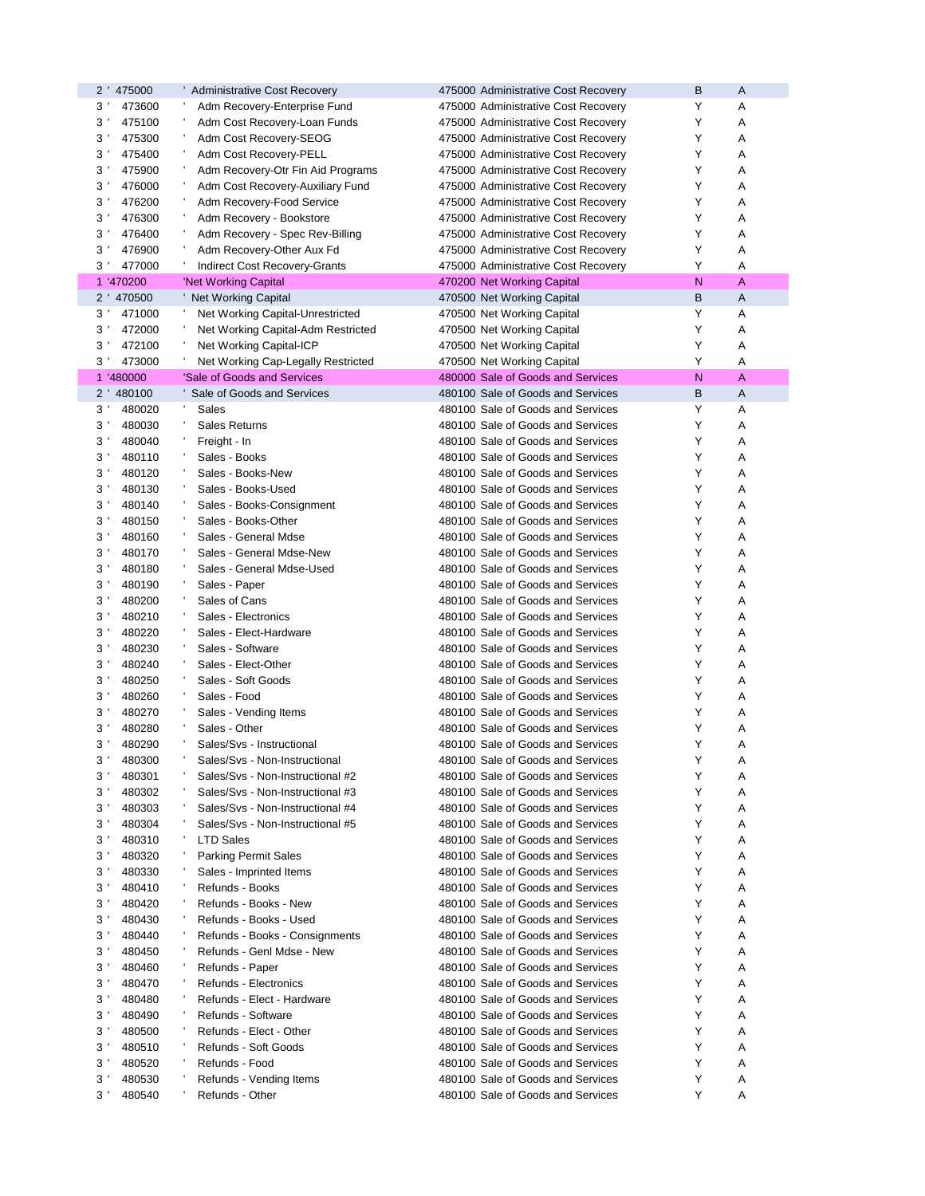| | | | | |
|---|---|---|---|---|
| 2 ' 475000 | ' Administrative Cost Recovery | 475000 Administrative Cost Recovery | B | A |
| 3 ' 473600 | ' Adm Recovery-Enterprise Fund | 475000 Administrative Cost Recovery | Y | A |
| 3 ' 475100 | ' Adm Cost Recovery-Loan Funds | 475000 Administrative Cost Recovery | Y | A |
| 3 ' 475300 | ' Adm Cost Recovery-SEOG | 475000 Administrative Cost Recovery | Y | A |
| 3 ' 475400 | ' Adm Cost Recovery-PELL | 475000 Administrative Cost Recovery | Y | A |
| 3 ' 475900 | ' Adm Recovery-Otr Fin Aid Programs | 475000 Administrative Cost Recovery | Y | A |
| 3 ' 476000 | ' Adm Cost Recovery-Auxiliary Fund | 475000 Administrative Cost Recovery | Y | A |
| 3 ' 476200 | ' Adm Recovery-Food Service | 475000 Administrative Cost Recovery | Y | A |
| 3 ' 476300 | ' Adm Recovery - Bookstore | 475000 Administrative Cost Recovery | Y | A |
| 3 ' 476400 | ' Adm Recovery - Spec Rev-Billing | 475000 Administrative Cost Recovery | Y | A |
| 3 ' 476900 | ' Adm Recovery-Other Aux Fd | 475000 Administrative Cost Recovery | Y | A |
| 3 ' 477000 | ' Indirect Cost Recovery-Grants | 475000 Administrative Cost Recovery | Y | A |
| 1 '470200 | 'Net Working Capital | 470200 Net Working Capital | N | A |
| 2 ' 470500 | ' Net Working Capital | 470500 Net Working Capital | B | A |
| 3 ' 471000 | ' Net Working Capital-Unrestricted | 470500 Net Working Capital | Y | A |
| 3 ' 472000 | ' Net Working Capital-Adm Restricted | 470500 Net Working Capital | Y | A |
| 3 ' 472100 | ' Net Working Capital-ICP | 470500 Net Working Capital | Y | A |
| 3 ' 473000 | ' Net Working Cap-Legally Restricted | 470500 Net Working Capital | Y | A |
| 1 '480000 | 'Sale of Goods and Services | 480000 Sale of Goods and Services | N | A |
| 2 ' 480100 | ' Sale of Goods and Services | 480100 Sale of Goods and Services | B | A |
| 3 ' 480020 | ' Sales | 480100 Sale of Goods and Services | Y | A |
| 3 ' 480030 | ' Sales Returns | 480100 Sale of Goods and Services | Y | A |
| 3 ' 480040 | ' Freight - In | 480100 Sale of Goods and Services | Y | A |
| 3 ' 480110 | ' Sales - Books | 480100 Sale of Goods and Services | Y | A |
| 3 ' 480120 | ' Sales - Books-New | 480100 Sale of Goods and Services | Y | A |
| 3 ' 480130 | ' Sales - Books-Used | 480100 Sale of Goods and Services | Y | A |
| 3 ' 480140 | ' Sales - Books-Consignment | 480100 Sale of Goods and Services | Y | A |
| 3 ' 480150 | ' Sales - Books-Other | 480100 Sale of Goods and Services | Y | A |
| 3 ' 480160 | ' Sales - General Mdse | 480100 Sale of Goods and Services | Y | A |
| 3 ' 480170 | ' Sales - General Mdse-New | 480100 Sale of Goods and Services | Y | A |
| 3 ' 480180 | ' Sales - General Mdse-Used | 480100 Sale of Goods and Services | Y | A |
| 3 ' 480190 | ' Sales - Paper | 480100 Sale of Goods and Services | Y | A |
| 3 ' 480200 | ' Sales of Cans | 480100 Sale of Goods and Services | Y | A |
| 3 ' 480210 | ' Sales - Electronics | 480100 Sale of Goods and Services | Y | A |
| 3 ' 480220 | ' Sales - Elect-Hardware | 480100 Sale of Goods and Services | Y | A |
| 3 ' 480230 | ' Sales - Software | 480100 Sale of Goods and Services | Y | A |
| 3 ' 480240 | ' Sales - Elect-Other | 480100 Sale of Goods and Services | Y | A |
| 3 ' 480250 | ' Sales - Soft Goods | 480100 Sale of Goods and Services | Y | A |
| 3 ' 480260 | ' Sales - Food | 480100 Sale of Goods and Services | Y | A |
| 3 ' 480270 | ' Sales - Vending Items | 480100 Sale of Goods and Services | Y | A |
| 3 ' 480280 | ' Sales - Other | 480100 Sale of Goods and Services | Y | A |
| 3 ' 480290 | ' Sales/Svs - Instructional | 480100 Sale of Goods and Services | Y | A |
| 3 ' 480300 | ' Sales/Svs - Non-Instructional | 480100 Sale of Goods and Services | Y | A |
| 3 ' 480301 | ' Sales/Svs - Non-Instructional #2 | 480100 Sale of Goods and Services | Y | A |
| 3 ' 480302 | ' Sales/Svs - Non-Instructional #3 | 480100 Sale of Goods and Services | Y | A |
| 3 ' 480303 | ' Sales/Svs - Non-Instructional #4 | 480100 Sale of Goods and Services | Y | A |
| 3 ' 480304 | ' Sales/Svs - Non-Instructional #5 | 480100 Sale of Goods and Services | Y | A |
| 3 ' 480310 | ' LTD Sales | 480100 Sale of Goods and Services | Y | A |
| 3 ' 480320 | ' Parking Permit Sales | 480100 Sale of Goods and Services | Y | A |
| 3 ' 480330 | ' Sales - Imprinted Items | 480100 Sale of Goods and Services | Y | A |
| 3 ' 480410 | ' Refunds - Books | 480100 Sale of Goods and Services | Y | A |
| 3 ' 480420 | ' Refunds - Books - New | 480100 Sale of Goods and Services | Y | A |
| 3 ' 480430 | ' Refunds - Books - Used | 480100 Sale of Goods and Services | Y | A |
| 3 ' 480440 | ' Refunds - Books - Consignments | 480100 Sale of Goods and Services | Y | A |
| 3 ' 480450 | ' Refunds - Genl Mdse - New | 480100 Sale of Goods and Services | Y | A |
| 3 ' 480460 | ' Refunds - Paper | 480100 Sale of Goods and Services | Y | A |
| 3 ' 480470 | ' Refunds - Electronics | 480100 Sale of Goods and Services | Y | A |
| 3 ' 480480 | ' Refunds - Elect - Hardware | 480100 Sale of Goods and Services | Y | A |
| 3 ' 480490 | ' Refunds - Software | 480100 Sale of Goods and Services | Y | A |
| 3 ' 480500 | ' Refunds - Elect - Other | 480100 Sale of Goods and Services | Y | A |
| 3 ' 480510 | ' Refunds - Soft Goods | 480100 Sale of Goods and Services | Y | A |
| 3 ' 480520 | ' Refunds - Food | 480100 Sale of Goods and Services | Y | A |
| 3 ' 480530 | ' Refunds - Vending Items | 480100 Sale of Goods and Services | Y | A |
| 3 ' 480540 | ' Refunds - Other | 480100 Sale of Goods and Services | Y | A |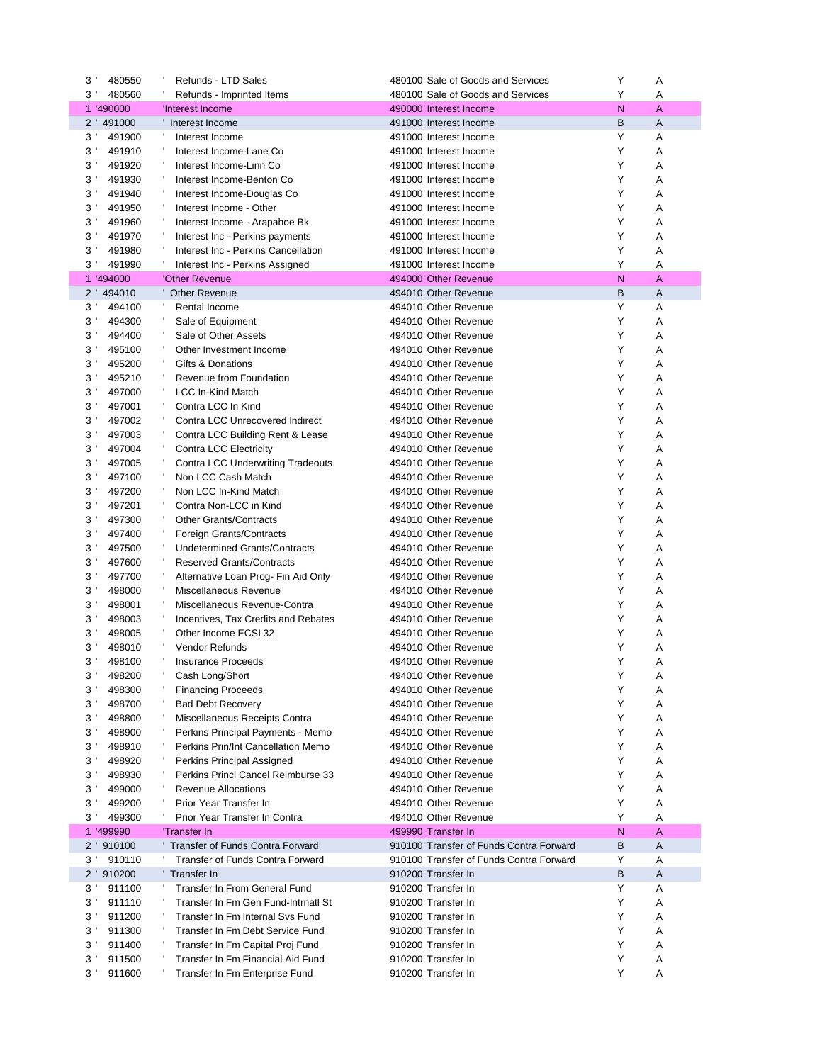| | | | | | |
|---|---|---|---|---|---|
| 3 ' | 480550 | ' Refunds - LTD Sales | 480100 Sale of Goods and Services | Y | A |
| 3 ' | 480560 | ' Refunds - Imprinted Items | 480100 Sale of Goods and Services | Y | A |
| 1 | '490000 | 'Interest Income | 490000 Interest Income | N | A |
| 2 ' | 491000 | ' Interest Income | 491000 Interest Income | B | A |
| 3 ' | 491900 | ' Interest Income | 491000 Interest Income | Y | A |
| 3 ' | 491910 | ' Interest Income-Lane Co | 491000 Interest Income | Y | A |
| 3 ' | 491920 | ' Interest Income-Linn Co | 491000 Interest Income | Y | A |
| 3 ' | 491930 | ' Interest Income-Benton Co | 491000 Interest Income | Y | A |
| 3 ' | 491940 | ' Interest Income-Douglas Co | 491000 Interest Income | Y | A |
| 3 ' | 491950 | ' Interest Income - Other | 491000 Interest Income | Y | A |
| 3 ' | 491960 | ' Interest Income - Arapahoe Bk | 491000 Interest Income | Y | A |
| 3 ' | 491970 | ' Interest Inc - Perkins payments | 491000 Interest Income | Y | A |
| 3 ' | 491980 | ' Interest Inc - Perkins Cancellation | 491000 Interest Income | Y | A |
| 3 ' | 491990 | ' Interest Inc - Perkins Assigned | 491000 Interest Income | Y | A |
| 1 | '494000 | 'Other Revenue | 494000 Other Revenue | N | A |
| 2 ' | 494010 | ' Other Revenue | 494010 Other Revenue | B | A |
| 3 ' | 494100 | ' Rental Income | 494010 Other Revenue | Y | A |
| 3 ' | 494300 | ' Sale of Equipment | 494010 Other Revenue | Y | A |
| 3 ' | 494400 | ' Sale of Other Assets | 494010 Other Revenue | Y | A |
| 3 ' | 495100 | ' Other Investment Income | 494010 Other Revenue | Y | A |
| 3 ' | 495200 | ' Gifts & Donations | 494010 Other Revenue | Y | A |
| 3 ' | 495210 | ' Revenue from Foundation | 494010 Other Revenue | Y | A |
| 3 ' | 497000 | ' LCC In-Kind Match | 494010 Other Revenue | Y | A |
| 3 ' | 497001 | ' Contra LCC In Kind | 494010 Other Revenue | Y | A |
| 3 ' | 497002 | ' Contra LCC Unrecovered Indirect | 494010 Other Revenue | Y | A |
| 3 ' | 497003 | ' Contra LCC Building Rent & Lease | 494010 Other Revenue | Y | A |
| 3 ' | 497004 | ' Contra LCC Electricity | 494010 Other Revenue | Y | A |
| 3 ' | 497005 | ' Contra LCC Underwriting Tradeouts | 494010 Other Revenue | Y | A |
| 3 ' | 497100 | ' Non LCC Cash Match | 494010 Other Revenue | Y | A |
| 3 ' | 497200 | ' Non LCC In-Kind Match | 494010 Other Revenue | Y | A |
| 3 ' | 497201 | ' Contra Non-LCC in Kind | 494010 Other Revenue | Y | A |
| 3 ' | 497300 | ' Other Grants/Contracts | 494010 Other Revenue | Y | A |
| 3 ' | 497400 | ' Foreign Grants/Contracts | 494010 Other Revenue | Y | A |
| 3 ' | 497500 | ' Undetermined Grants/Contracts | 494010 Other Revenue | Y | A |
| 3 ' | 497600 | ' Reserved Grants/Contracts | 494010 Other Revenue | Y | A |
| 3 ' | 497700 | ' Alternative Loan Prog- Fin Aid Only | 494010 Other Revenue | Y | A |
| 3 ' | 498000 | ' Miscellaneous Revenue | 494010 Other Revenue | Y | A |
| 3 ' | 498001 | ' Miscellaneous Revenue-Contra | 494010 Other Revenue | Y | A |
| 3 ' | 498003 | ' Incentives, Tax Credits and Rebates | 494010 Other Revenue | Y | A |
| 3 ' | 498005 | ' Other Income ECSI 32 | 494010 Other Revenue | Y | A |
| 3 ' | 498010 | ' Vendor Refunds | 494010 Other Revenue | Y | A |
| 3 ' | 498100 | ' Insurance Proceeds | 494010 Other Revenue | Y | A |
| 3 ' | 498200 | ' Cash Long/Short | 494010 Other Revenue | Y | A |
| 3 ' | 498300 | ' Financing Proceeds | 494010 Other Revenue | Y | A |
| 3 ' | 498700 | ' Bad Debt Recovery | 494010 Other Revenue | Y | A |
| 3 ' | 498800 | ' Miscellaneous Receipts Contra | 494010 Other Revenue | Y | A |
| 3 ' | 498900 | ' Perkins Principal Payments - Memo | 494010 Other Revenue | Y | A |
| 3 ' | 498910 | ' Perkins Prin/Int Cancellation Memo | 494010 Other Revenue | Y | A |
| 3 ' | 498920 | ' Perkins Principal Assigned | 494010 Other Revenue | Y | A |
| 3 ' | 498930 | ' Perkins Princl Cancel Reimburse 33 | 494010 Other Revenue | Y | A |
| 3 ' | 499000 | ' Revenue Allocations | 494010 Other Revenue | Y | A |
| 3 ' | 499200 | ' Prior Year Transfer In | 494010 Other Revenue | Y | A |
| 3 ' | 499300 | ' Prior Year Transfer In Contra | 494010 Other Revenue | Y | A |
| 1 | '499990 | 'Transfer In | 499990 Transfer In | N | A |
| 2 ' | 910100 | ' Transfer of Funds Contra Forward | 910100 Transfer of Funds Contra Forward | B | A |
| 3 ' | 910110 | ' Transfer of Funds Contra Forward | 910100 Transfer of Funds Contra Forward | Y | A |
| 2 ' | 910200 | ' Transfer In | 910200 Transfer In | B | A |
| 3 ' | 911100 | ' Transfer In From General Fund | 910200 Transfer In | Y | A |
| 3 ' | 911110 | ' Transfer In Fm Gen Fund-Intrnatl St | 910200 Transfer In | Y | A |
| 3 ' | 911200 | ' Transfer In Fm Internal Svs Fund | 910200 Transfer In | Y | A |
| 3 ' | 911300 | ' Transfer In Fm Debt Service Fund | 910200 Transfer In | Y | A |
| 3 ' | 911400 | ' Transfer In Fm Capital Proj Fund | 910200 Transfer In | Y | A |
| 3 ' | 911500 | ' Transfer In Fm Financial Aid Fund | 910200 Transfer In | Y | A |
| 3 ' | 911600 | ' Transfer In Fm Enterprise Fund | 910200 Transfer In | Y | A |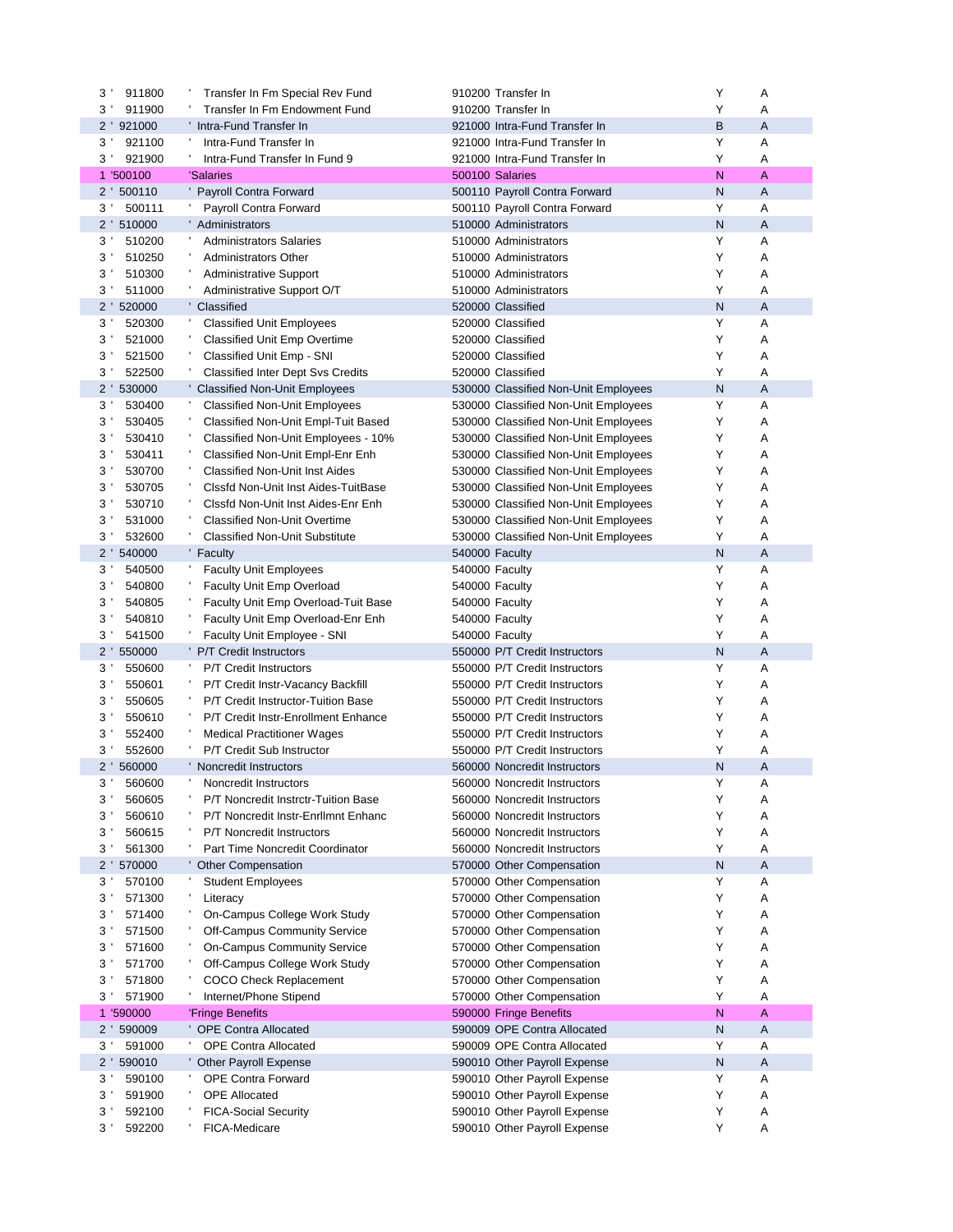| | | | | |
|---|---|---|---|---|
| 3 ' | 911800 | ' Transfer In Fm Special Rev Fund | 910200 Transfer In | Y | A |
| 3 ' | 911900 | ' Transfer In Fm Endowment Fund | 910200 Transfer In | Y | A |
| 2 ' | 921000 | ' Intra-Fund Transfer In | 921000 Intra-Fund Transfer In | B | A |
| 3 ' | 921100 | ' Intra-Fund Transfer In | 921000 Intra-Fund Transfer In | Y | A |
| 3 ' | 921900 | ' Intra-Fund Transfer In Fund 9 | 921000 Intra-Fund Transfer In | Y | A |
| 1 ' | 500100 | 'Salaries | 500100 Salaries | N | A |
| 2 ' | 500110 | ' Payroll Contra Forward | 500110 Payroll Contra Forward | N | A |
| 3 ' | 500111 | ' Payroll Contra Forward | 500110 Payroll Contra Forward | Y | A |
| 2 ' | 510000 | ' Administrators | 510000 Administrators | N | A |
| 3 ' | 510200 | ' Administrators Salaries | 510000 Administrators | Y | A |
| 3 ' | 510250 | ' Administrators Other | 510000 Administrators | Y | A |
| 3 ' | 510300 | ' Administrative Support | 510000 Administrators | Y | A |
| 3 ' | 511000 | ' Administrative Support O/T | 510000 Administrators | Y | A |
| 2 ' | 520000 | ' Classified | 520000 Classified | N | A |
| 3 ' | 520300 | ' Classified Unit Employees | 520000 Classified | Y | A |
| 3 ' | 521000 | ' Classified Unit Emp Overtime | 520000 Classified | Y | A |
| 3 ' | 521500 | ' Classified Unit Emp - SNI | 520000 Classified | Y | A |
| 3 ' | 522500 | ' Classified Inter Dept Svs Credits | 520000 Classified | Y | A |
| 2 ' | 530000 | ' Classified Non-Unit Employees | 530000 Classified Non-Unit Employees | N | A |
| 3 ' | 530400 | ' Classified Non-Unit Employees | 530000 Classified Non-Unit Employees | Y | A |
| 3 ' | 530405 | ' Classified Non-Unit Empl-Tuit Based | 530000 Classified Non-Unit Employees | Y | A |
| 3 ' | 530410 | ' Classified Non-Unit Employees - 10% | 530000 Classified Non-Unit Employees | Y | A |
| 3 ' | 530411 | ' Classified Non-Unit Empl-Enr Enh | 530000 Classified Non-Unit Employees | Y | A |
| 3 ' | 530700 | ' Classified Non-Unit Inst Aides | 530000 Classified Non-Unit Employees | Y | A |
| 3 ' | 530705 | ' Clssfd Non-Unit Inst Aides-TuitBase | 530000 Classified Non-Unit Employees | Y | A |
| 3 ' | 530710 | ' Clssfd Non-Unit Inst Aides-Enr Enh | 530000 Classified Non-Unit Employees | Y | A |
| 3 ' | 531000 | ' Classified Non-Unit Overtime | 530000 Classified Non-Unit Employees | Y | A |
| 3 ' | 532600 | ' Classified Non-Unit Substitute | 530000 Classified Non-Unit Employees | Y | A |
| 2 ' | 540000 | ' Faculty | 540000 Faculty | N | A |
| 3 ' | 540500 | ' Faculty Unit Employees | 540000 Faculty | Y | A |
| 3 ' | 540800 | ' Faculty Unit Emp Overload | 540000 Faculty | Y | A |
| 3 ' | 540805 | ' Faculty Unit Emp Overload-Tuit Base | 540000 Faculty | Y | A |
| 3 ' | 540810 | ' Faculty Unit Emp Overload-Enr Enh | 540000 Faculty | Y | A |
| 3 ' | 541500 | ' Faculty Unit Employee - SNI | 540000 Faculty | Y | A |
| 2 ' | 550000 | ' P/T Credit Instructors | 550000 P/T Credit Instructors | N | A |
| 3 ' | 550600 | ' P/T Credit Instructors | 550000 P/T Credit Instructors | Y | A |
| 3 ' | 550601 | ' P/T Credit Instr-Vacancy Backfill | 550000 P/T Credit Instructors | Y | A |
| 3 ' | 550605 | ' P/T Credit Instructor-Tuition Base | 550000 P/T Credit Instructors | Y | A |
| 3 ' | 550610 | ' P/T Credit Instr-Enrollment Enhance | 550000 P/T Credit Instructors | Y | A |
| 3 ' | 552400 | ' Medical Practitioner Wages | 550000 P/T Credit Instructors | Y | A |
| 3 ' | 552600 | ' P/T Credit Sub Instructor | 550000 P/T Credit Instructors | Y | A |
| 2 ' | 560000 | ' Noncredit Instructors | 560000 Noncredit Instructors | N | A |
| 3 ' | 560600 | ' Noncredit Instructors | 560000 Noncredit Instructors | Y | A |
| 3 ' | 560605 | ' P/T Noncredit Instrctr-Tuition Base | 560000 Noncredit Instructors | Y | A |
| 3 ' | 560610 | ' P/T Noncredit Instr-Enrllmnt Enhanc | 560000 Noncredit Instructors | Y | A |
| 3 ' | 560615 | ' P/T Noncredit Instructors | 560000 Noncredit Instructors | Y | A |
| 3 ' | 561300 | ' Part Time Noncredit Coordinator | 560000 Noncredit Instructors | Y | A |
| 2 ' | 570000 | ' Other Compensation | 570000 Other Compensation | N | A |
| 3 ' | 570100 | ' Student Employees | 570000 Other Compensation | Y | A |
| 3 ' | 571300 | ' Literacy | 570000 Other Compensation | Y | A |
| 3 ' | 571400 | ' On-Campus College Work Study | 570000 Other Compensation | Y | A |
| 3 ' | 571500 | ' Off-Campus Community Service | 570000 Other Compensation | Y | A |
| 3 ' | 571600 | ' On-Campus Community Service | 570000 Other Compensation | Y | A |
| 3 ' | 571700 | ' Off-Campus College Work Study | 570000 Other Compensation | Y | A |
| 3 ' | 571800 | ' COCO Check Replacement | 570000 Other Compensation | Y | A |
| 3 ' | 571900 | ' Internet/Phone Stipend | 570000 Other Compensation | Y | A |
| 1 ' | 590000 | 'Fringe Benefits | 590000 Fringe Benefits | N | A |
| 2 ' | 590009 | ' OPE Contra Allocated | 590009 OPE Contra Allocated | N | A |
| 3 ' | 591000 | ' OPE Contra Allocated | 590009 OPE Contra Allocated | Y | A |
| 2 ' | 590010 | ' Other Payroll Expense | 590010 Other Payroll Expense | N | A |
| 3 ' | 590100 | ' OPE Contra Forward | 590010 Other Payroll Expense | Y | A |
| 3 ' | 591900 | ' OPE Allocated | 590010 Other Payroll Expense | Y | A |
| 3 ' | 592100 | ' FICA-Social Security | 590010 Other Payroll Expense | Y | A |
| 3 ' | 592200 | ' FICA-Medicare | 590010 Other Payroll Expense | Y | A |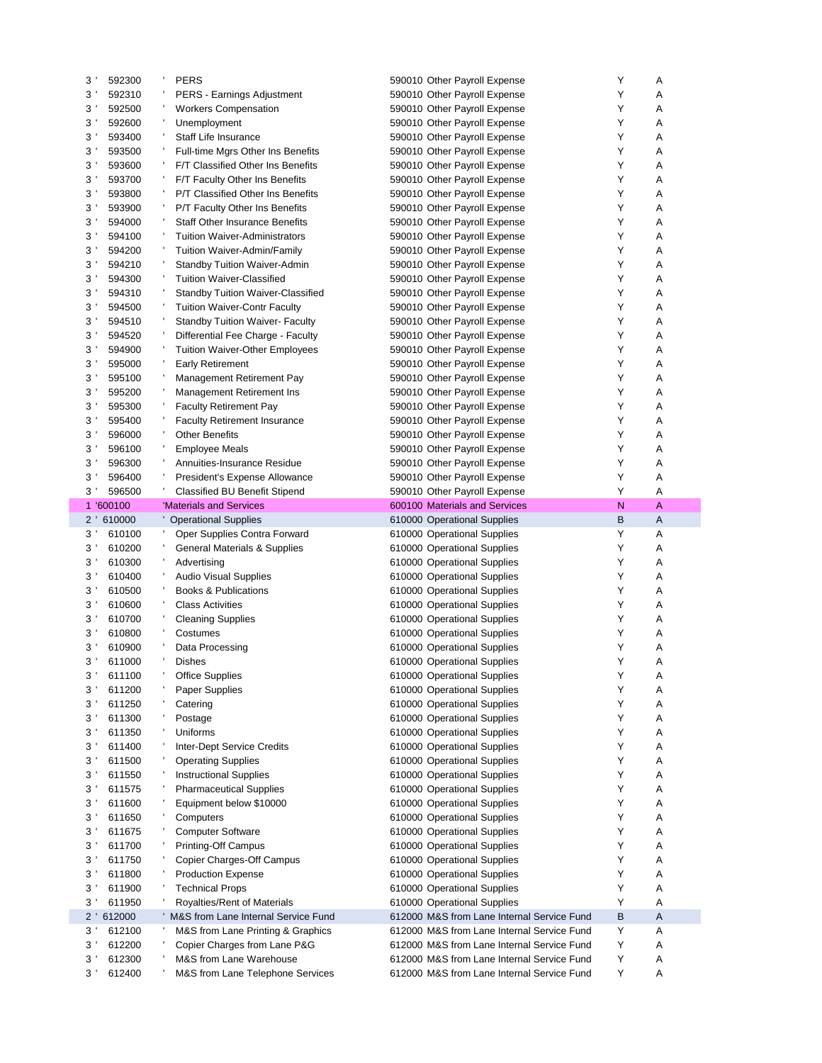| | | | | | |
|---|---|---|---|---|---|
| 3 ' | 592300 | ' PERS | 590010 Other Payroll Expense | Y | A |
| 3 ' | 592310 | ' PERS - Earnings Adjustment | 590010 Other Payroll Expense | Y | A |
| 3 ' | 592500 | ' Workers Compensation | 590010 Other Payroll Expense | Y | A |
| 3 ' | 592600 | ' Unemployment | 590010 Other Payroll Expense | Y | A |
| 3 ' | 593400 | ' Staff Life Insurance | 590010 Other Payroll Expense | Y | A |
| 3 ' | 593500 | ' Full-time Mgrs Other Ins Benefits | 590010 Other Payroll Expense | Y | A |
| 3 ' | 593600 | ' F/T Classified Other Ins Benefits | 590010 Other Payroll Expense | Y | A |
| 3 ' | 593700 | ' F/T Faculty Other Ins Benefits | 590010 Other Payroll Expense | Y | A |
| 3 ' | 593800 | ' P/T Classified Other Ins Benefits | 590010 Other Payroll Expense | Y | A |
| 3 ' | 593900 | ' P/T Faculty Other Ins Benefits | 590010 Other Payroll Expense | Y | A |
| 3 ' | 594000 | ' Staff Other Insurance Benefits | 590010 Other Payroll Expense | Y | A |
| 3 ' | 594100 | ' Tuition Waiver-Administrators | 590010 Other Payroll Expense | Y | A |
| 3 ' | 594200 | ' Tuition Waiver-Admin/Family | 590010 Other Payroll Expense | Y | A |
| 3 ' | 594210 | ' Standby Tuition Waiver-Admin | 590010 Other Payroll Expense | Y | A |
| 3 ' | 594300 | ' Tuition Waiver-Classified | 590010 Other Payroll Expense | Y | A |
| 3 ' | 594310 | ' Standby Tuition Waiver-Classified | 590010 Other Payroll Expense | Y | A |
| 3 ' | 594500 | ' Tuition Waiver-Contr Faculty | 590010 Other Payroll Expense | Y | A |
| 3 ' | 594510 | ' Standby Tuition Waiver- Faculty | 590010 Other Payroll Expense | Y | A |
| 3 ' | 594520 | ' Differential Fee Charge - Faculty | 590010 Other Payroll Expense | Y | A |
| 3 ' | 594900 | ' Tuition Waiver-Other Employees | 590010 Other Payroll Expense | Y | A |
| 3 ' | 595000 | ' Early Retirement | 590010 Other Payroll Expense | Y | A |
| 3 ' | 595100 | ' Management Retirement Pay | 590010 Other Payroll Expense | Y | A |
| 3 ' | 595200 | ' Management Retirement Ins | 590010 Other Payroll Expense | Y | A |
| 3 ' | 595300 | ' Faculty Retirement Pay | 590010 Other Payroll Expense | Y | A |
| 3 ' | 595400 | ' Faculty Retirement Insurance | 590010 Other Payroll Expense | Y | A |
| 3 ' | 596000 | ' Other Benefits | 590010 Other Payroll Expense | Y | A |
| 3 ' | 596100 | ' Employee Meals | 590010 Other Payroll Expense | Y | A |
| 3 ' | 596300 | ' Annuities-Insurance Residue | 590010 Other Payroll Expense | Y | A |
| 3 ' | 596400 | ' President's Expense Allowance | 590010 Other Payroll Expense | Y | A |
| 3 ' | 596500 | ' Classified BU Benefit Stipend | 590010 Other Payroll Expense | Y | A |
| 1 | '600100 | 'Materials and Services | 600100 Materials and Services | N | A |
| 2 ' | 610000 | ' Operational Supplies | 610000 Operational Supplies | B | A |
| 3 ' | 610100 | ' Oper Supplies Contra Forward | 610000 Operational Supplies | Y | A |
| 3 ' | 610200 | ' General Materials & Supplies | 610000 Operational Supplies | Y | A |
| 3 ' | 610300 | ' Advertising | 610000 Operational Supplies | Y | A |
| 3 ' | 610400 | ' Audio Visual Supplies | 610000 Operational Supplies | Y | A |
| 3 ' | 610500 | ' Books & Publications | 610000 Operational Supplies | Y | A |
| 3 ' | 610600 | ' Class Activities | 610000 Operational Supplies | Y | A |
| 3 ' | 610700 | ' Cleaning Supplies | 610000 Operational Supplies | Y | A |
| 3 ' | 610800 | ' Costumes | 610000 Operational Supplies | Y | A |
| 3 ' | 610900 | ' Data Processing | 610000 Operational Supplies | Y | A |
| 3 ' | 611000 | ' Dishes | 610000 Operational Supplies | Y | A |
| 3 ' | 611100 | ' Office Supplies | 610000 Operational Supplies | Y | A |
| 3 ' | 611200 | ' Paper Supplies | 610000 Operational Supplies | Y | A |
| 3 ' | 611250 | ' Catering | 610000 Operational Supplies | Y | A |
| 3 ' | 611300 | ' Postage | 610000 Operational Supplies | Y | A |
| 3 ' | 611350 | ' Uniforms | 610000 Operational Supplies | Y | A |
| 3 ' | 611400 | ' Inter-Dept Service Credits | 610000 Operational Supplies | Y | A |
| 3 ' | 611500 | ' Operating Supplies | 610000 Operational Supplies | Y | A |
| 3 ' | 611550 | ' Instructional Supplies | 610000 Operational Supplies | Y | A |
| 3 ' | 611575 | ' Pharmaceutical Supplies | 610000 Operational Supplies | Y | A |
| 3 ' | 611600 | ' Equipment below $10000 | 610000 Operational Supplies | Y | A |
| 3 ' | 611650 | ' Computers | 610000 Operational Supplies | Y | A |
| 3 ' | 611675 | ' Computer Software | 610000 Operational Supplies | Y | A |
| 3 ' | 611700 | ' Printing-Off Campus | 610000 Operational Supplies | Y | A |
| 3 ' | 611750 | ' Copier Charges-Off Campus | 610000 Operational Supplies | Y | A |
| 3 ' | 611800 | ' Production Expense | 610000 Operational Supplies | Y | A |
| 3 ' | 611900 | ' Technical Props | 610000 Operational Supplies | Y | A |
| 3 ' | 611950 | ' Royalties/Rent of Materials | 610000 Operational Supplies | Y | A |
| 2 ' | 612000 | ' M&S from Lane Internal Service Fund | 612000 M&S from Lane Internal Service Fund | B | A |
| 3 ' | 612100 | ' M&S from Lane Printing & Graphics | 612000 M&S from Lane Internal Service Fund | Y | A |
| 3 ' | 612200 | ' Copier Charges from Lane P&G | 612000 M&S from Lane Internal Service Fund | Y | A |
| 3 ' | 612300 | ' M&S from Lane Warehouse | 612000 M&S from Lane Internal Service Fund | Y | A |
| 3 ' | 612400 | ' M&S from Lane Telephone Services | 612000 M&S from Lane Internal Service Fund | Y | A |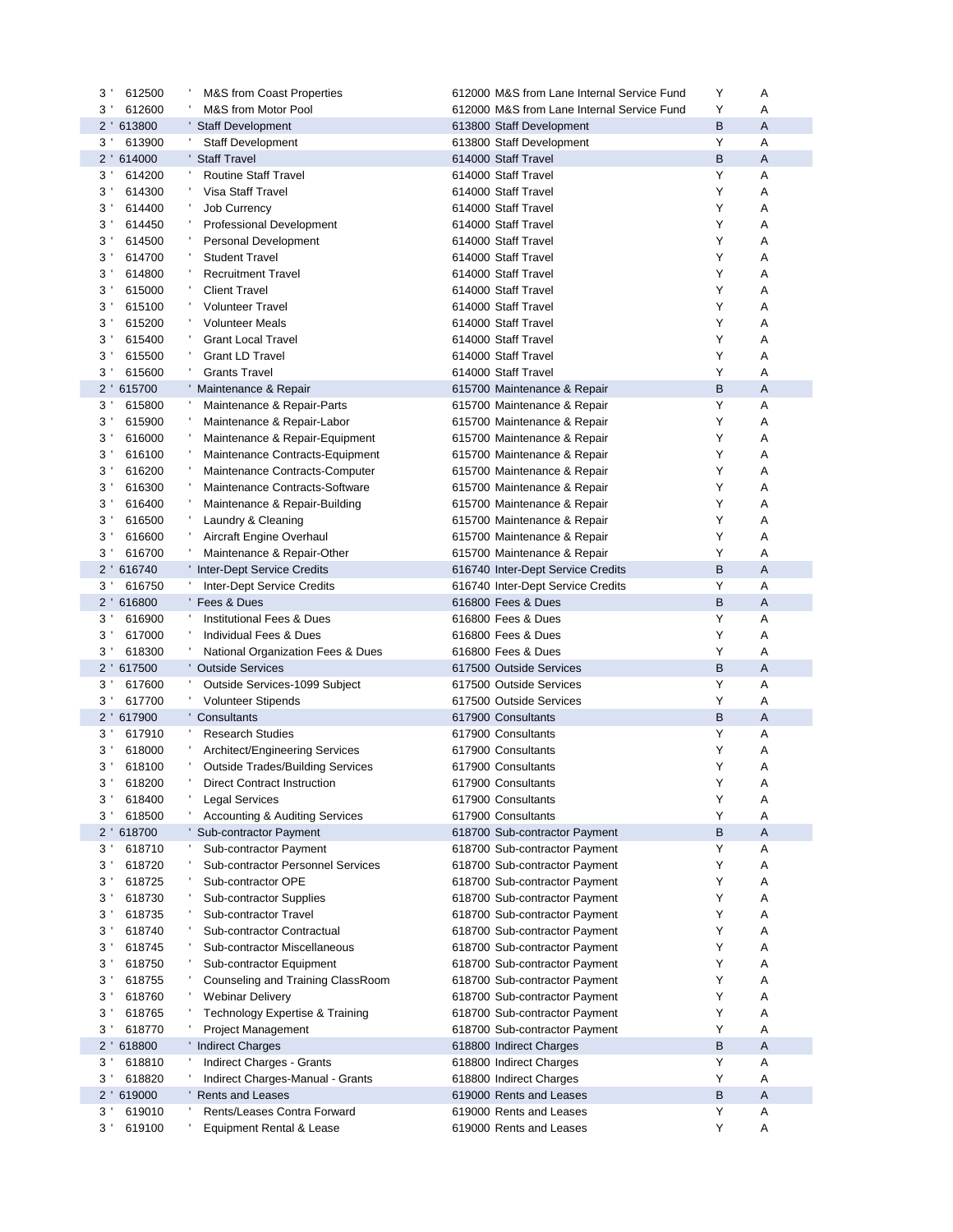| Level | Account | Description | Rollup Account | Flag | Status |
|---|---|---|---|---|---|
| 3 ' | 612500 | ' M&S from Coast Properties | 612000 M&S from Lane Internal Service Fund | Y | A |
| 3 ' | 612600 | ' M&S from Motor Pool | 612000 M&S from Lane Internal Service Fund | Y | A |
| 2 ' | 613800 | ' Staff Development | 613800 Staff Development | B | A |
| 3 ' | 613900 | ' Staff Development | 613800 Staff Development | Y | A |
| 2 ' | 614000 | ' Staff Travel | 614000 Staff Travel | B | A |
| 3 ' | 614200 | ' Routine Staff Travel | 614000 Staff Travel | Y | A |
| 3 ' | 614300 | ' Visa Staff Travel | 614000 Staff Travel | Y | A |
| 3 ' | 614400 | ' Job Currency | 614000 Staff Travel | Y | A |
| 3 ' | 614450 | ' Professional Development | 614000 Staff Travel | Y | A |
| 3 ' | 614500 | ' Personal Development | 614000 Staff Travel | Y | A |
| 3 ' | 614700 | ' Student Travel | 614000 Staff Travel | Y | A |
| 3 ' | 614800 | ' Recruitment Travel | 614000 Staff Travel | Y | A |
| 3 ' | 615000 | ' Client Travel | 614000 Staff Travel | Y | A |
| 3 ' | 615100 | ' Volunteer Travel | 614000 Staff Travel | Y | A |
| 3 ' | 615200 | ' Volunteer Meals | 614000 Staff Travel | Y | A |
| 3 ' | 615400 | ' Grant Local Travel | 614000 Staff Travel | Y | A |
| 3 ' | 615500 | ' Grant LD Travel | 614000 Staff Travel | Y | A |
| 3 ' | 615600 | ' Grants Travel | 614000 Staff Travel | Y | A |
| 2 ' | 615700 | ' Maintenance & Repair | 615700 Maintenance & Repair | B | A |
| 3 ' | 615800 | ' Maintenance & Repair-Parts | 615700 Maintenance & Repair | Y | A |
| 3 ' | 615900 | ' Maintenance & Repair-Labor | 615700 Maintenance & Repair | Y | A |
| 3 ' | 616000 | ' Maintenance & Repair-Equipment | 615700 Maintenance & Repair | Y | A |
| 3 ' | 616100 | ' Maintenance Contracts-Equipment | 615700 Maintenance & Repair | Y | A |
| 3 ' | 616200 | ' Maintenance Contracts-Computer | 615700 Maintenance & Repair | Y | A |
| 3 ' | 616300 | ' Maintenance Contracts-Software | 615700 Maintenance & Repair | Y | A |
| 3 ' | 616400 | ' Maintenance & Repair-Building | 615700 Maintenance & Repair | Y | A |
| 3 ' | 616500 | ' Laundry & Cleaning | 615700 Maintenance & Repair | Y | A |
| 3 ' | 616600 | ' Aircraft Engine Overhaul | 615700 Maintenance & Repair | Y | A |
| 3 ' | 616700 | ' Maintenance & Repair-Other | 615700 Maintenance & Repair | Y | A |
| 2 ' | 616740 | ' Inter-Dept Service Credits | 616740 Inter-Dept Service Credits | B | A |
| 3 ' | 616750 | ' Inter-Dept Service Credits | 616740 Inter-Dept Service Credits | Y | A |
| 2 ' | 616800 | ' Fees & Dues | 616800 Fees & Dues | B | A |
| 3 ' | 616900 | ' Institutional Fees & Dues | 616800 Fees & Dues | Y | A |
| 3 ' | 617000 | ' Individual Fees & Dues | 616800 Fees & Dues | Y | A |
| 3 ' | 618300 | ' National Organization Fees & Dues | 616800 Fees & Dues | Y | A |
| 2 ' | 617500 | ' Outside Services | 617500 Outside Services | B | A |
| 3 ' | 617600 | ' Outside Services-1099 Subject | 617500 Outside Services | Y | A |
| 3 ' | 617700 | ' Volunteer Stipends | 617500 Outside Services | Y | A |
| 2 ' | 617900 | ' Consultants | 617900 Consultants | B | A |
| 3 ' | 617910 | ' Research Studies | 617900 Consultants | Y | A |
| 3 ' | 618000 | ' Architect/Engineering Services | 617900 Consultants | Y | A |
| 3 ' | 618100 | ' Outside Trades/Building Services | 617900 Consultants | Y | A |
| 3 ' | 618200 | ' Direct Contract Instruction | 617900 Consultants | Y | A |
| 3 ' | 618400 | ' Legal Services | 617900 Consultants | Y | A |
| 3 ' | 618500 | ' Accounting & Auditing Services | 617900 Consultants | Y | A |
| 2 ' | 618700 | ' Sub-contractor Payment | 618700 Sub-contractor Payment | B | A |
| 3 ' | 618710 | ' Sub-contractor Payment | 618700 Sub-contractor Payment | Y | A |
| 3 ' | 618720 | ' Sub-contractor Personnel Services | 618700 Sub-contractor Payment | Y | A |
| 3 ' | 618725 | ' Sub-contractor OPE | 618700 Sub-contractor Payment | Y | A |
| 3 ' | 618730 | ' Sub-contractor Supplies | 618700 Sub-contractor Payment | Y | A |
| 3 ' | 618735 | ' Sub-contractor Travel | 618700 Sub-contractor Payment | Y | A |
| 3 ' | 618740 | ' Sub-contractor Contractual | 618700 Sub-contractor Payment | Y | A |
| 3 ' | 618745 | ' Sub-contractor Miscellaneous | 618700 Sub-contractor Payment | Y | A |
| 3 ' | 618750 | ' Sub-contractor Equipment | 618700 Sub-contractor Payment | Y | A |
| 3 ' | 618755 | ' Counseling and Training ClassRoom | 618700 Sub-contractor Payment | Y | A |
| 3 ' | 618760 | ' Webinar Delivery | 618700 Sub-contractor Payment | Y | A |
| 3 ' | 618765 | ' Technology Expertise & Training | 618700 Sub-contractor Payment | Y | A |
| 3 ' | 618770 | ' Project Management | 618700 Sub-contractor Payment | Y | A |
| 2 ' | 618800 | ' Indirect Charges | 618800 Indirect Charges | B | A |
| 3 ' | 618810 | ' Indirect Charges - Grants | 618800 Indirect Charges | Y | A |
| 3 ' | 618820 | ' Indirect Charges-Manual - Grants | 618800 Indirect Charges | Y | A |
| 2 ' | 619000 | ' Rents and Leases | 619000 Rents and Leases | B | A |
| 3 ' | 619010 | ' Rents/Leases Contra Forward | 619000 Rents and Leases | Y | A |
| 3 ' | 619100 | ' Equipment Rental & Lease | 619000 Rents and Leases | Y | A |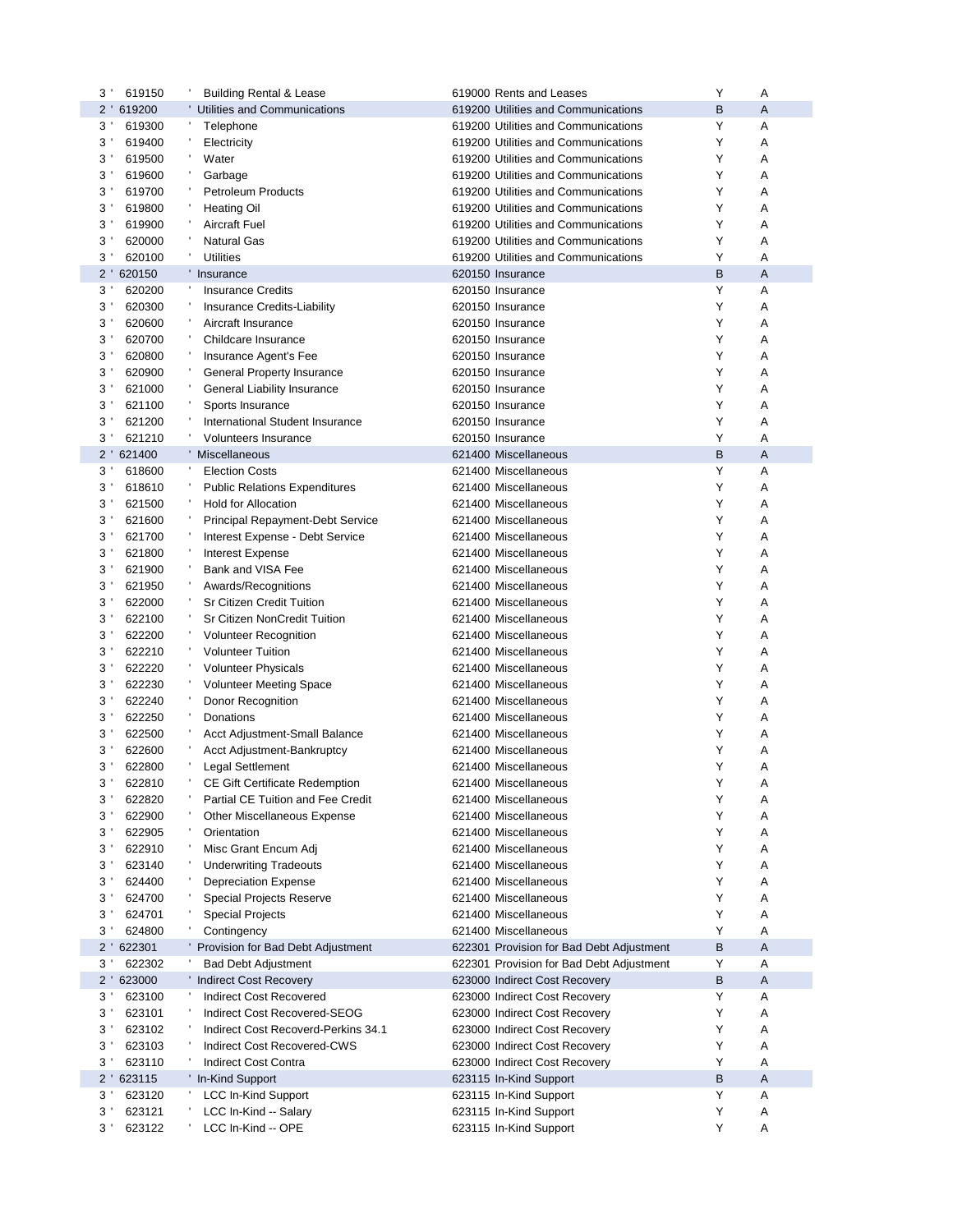| Level | Account | Description | Parent | Type | Status |
|---|---|---|---|---|---|
| 3 ' | 619150 | ' Building Rental & Lease | 619000 Rents and Leases | Y | A |
| 2 ' | 619200 | ' Utilities and Communications | 619200 Utilities and Communications | B | A |
| 3 ' | 619300 | ' Telephone | 619200 Utilities and Communications | Y | A |
| 3 ' | 619400 | ' Electricity | 619200 Utilities and Communications | Y | A |
| 3 ' | 619500 | ' Water | 619200 Utilities and Communications | Y | A |
| 3 ' | 619600 | ' Garbage | 619200 Utilities and Communications | Y | A |
| 3 ' | 619700 | ' Petroleum Products | 619200 Utilities and Communications | Y | A |
| 3 ' | 619800 | ' Heating Oil | 619200 Utilities and Communications | Y | A |
| 3 ' | 619900 | ' Aircraft Fuel | 619200 Utilities and Communications | Y | A |
| 3 ' | 620000 | ' Natural Gas | 619200 Utilities and Communications | Y | A |
| 3 ' | 620100 | ' Utilities | 619200 Utilities and Communications | Y | A |
| 2 ' | 620150 | ' Insurance | 620150 Insurance | B | A |
| 3 ' | 620200 | ' Insurance Credits | 620150 Insurance | Y | A |
| 3 ' | 620300 | ' Insurance Credits-Liability | 620150 Insurance | Y | A |
| 3 ' | 620600 | ' Aircraft Insurance | 620150 Insurance | Y | A |
| 3 ' | 620700 | ' Childcare Insurance | 620150 Insurance | Y | A |
| 3 ' | 620800 | ' Insurance Agent's Fee | 620150 Insurance | Y | A |
| 3 ' | 620900 | ' General Property Insurance | 620150 Insurance | Y | A |
| 3 ' | 621000 | ' General Liability Insurance | 620150 Insurance | Y | A |
| 3 ' | 621100 | ' Sports Insurance | 620150 Insurance | Y | A |
| 3 ' | 621200 | ' International Student Insurance | 620150 Insurance | Y | A |
| 3 ' | 621210 | ' Volunteers Insurance | 620150 Insurance | Y | A |
| 2 ' | 621400 | ' Miscellaneous | 621400 Miscellaneous | B | A |
| 3 ' | 618600 | ' Election Costs | 621400 Miscellaneous | Y | A |
| 3 ' | 618610 | ' Public Relations Expenditures | 621400 Miscellaneous | Y | A |
| 3 ' | 621500 | ' Hold for Allocation | 621400 Miscellaneous | Y | A |
| 3 ' | 621600 | ' Principal Repayment-Debt Service | 621400 Miscellaneous | Y | A |
| 3 ' | 621700 | ' Interest Expense - Debt Service | 621400 Miscellaneous | Y | A |
| 3 ' | 621800 | ' Interest Expense | 621400 Miscellaneous | Y | A |
| 3 ' | 621900 | ' Bank and VISA Fee | 621400 Miscellaneous | Y | A |
| 3 ' | 621950 | ' Awards/Recognitions | 621400 Miscellaneous | Y | A |
| 3 ' | 622000 | ' Sr Citizen Credit Tuition | 621400 Miscellaneous | Y | A |
| 3 ' | 622100 | ' Sr Citizen NonCredit Tuition | 621400 Miscellaneous | Y | A |
| 3 ' | 622200 | ' Volunteer Recognition | 621400 Miscellaneous | Y | A |
| 3 ' | 622210 | ' Volunteer Tuition | 621400 Miscellaneous | Y | A |
| 3 ' | 622220 | ' Volunteer Physicals | 621400 Miscellaneous | Y | A |
| 3 ' | 622230 | ' Volunteer Meeting Space | 621400 Miscellaneous | Y | A |
| 3 ' | 622240 | ' Donor Recognition | 621400 Miscellaneous | Y | A |
| 3 ' | 622250 | ' Donations | 621400 Miscellaneous | Y | A |
| 3 ' | 622500 | ' Acct Adjustment-Small Balance | 621400 Miscellaneous | Y | A |
| 3 ' | 622600 | ' Acct Adjustment-Bankruptcy | 621400 Miscellaneous | Y | A |
| 3 ' | 622800 | ' Legal Settlement | 621400 Miscellaneous | Y | A |
| 3 ' | 622810 | ' CE Gift Certificate Redemption | 621400 Miscellaneous | Y | A |
| 3 ' | 622820 | ' Partial CE Tuition and Fee Credit | 621400 Miscellaneous | Y | A |
| 3 ' | 622900 | ' Other Miscellaneous Expense | 621400 Miscellaneous | Y | A |
| 3 ' | 622905 | ' Orientation | 621400 Miscellaneous | Y | A |
| 3 ' | 622910 | ' Misc Grant Encum Adj | 621400 Miscellaneous | Y | A |
| 3 ' | 623140 | ' Underwriting Tradeouts | 621400 Miscellaneous | Y | A |
| 3 ' | 624400 | ' Depreciation Expense | 621400 Miscellaneous | Y | A |
| 3 ' | 624700 | ' Special Projects Reserve | 621400 Miscellaneous | Y | A |
| 3 ' | 624701 | ' Special Projects | 621400 Miscellaneous | Y | A |
| 3 ' | 624800 | ' Contingency | 621400 Miscellaneous | Y | A |
| 2 ' | 622301 | ' Provision for Bad Debt Adjustment | 622301 Provision for Bad Debt Adjustment | B | A |
| 3 ' | 622302 | ' Bad Debt Adjustment | 622301 Provision for Bad Debt Adjustment | Y | A |
| 2 ' | 623000 | ' Indirect Cost Recovery | 623000 Indirect Cost Recovery | B | A |
| 3 ' | 623100 | ' Indirect Cost Recovered | 623000 Indirect Cost Recovery | Y | A |
| 3 ' | 623101 | ' Indirect Cost Recovered-SEOG | 623000 Indirect Cost Recovery | Y | A |
| 3 ' | 623102 | ' Indirect Cost Recoverd-Perkins 34.1 | 623000 Indirect Cost Recovery | Y | A |
| 3 ' | 623103 | ' Indirect Cost Recovered-CWS | 623000 Indirect Cost Recovery | Y | A |
| 3 ' | 623110 | ' Indirect Cost Contra | 623000 Indirect Cost Recovery | Y | A |
| 2 ' | 623115 | ' In-Kind Support | 623115 In-Kind Support | B | A |
| 3 ' | 623120 | ' LCC In-Kind Support | 623115 In-Kind Support | Y | A |
| 3 ' | 623121 | ' LCC In-Kind -- Salary | 623115 In-Kind Support | Y | A |
| 3 ' | 623122 | ' LCC In-Kind -- OPE | 623115 In-Kind Support | Y | A |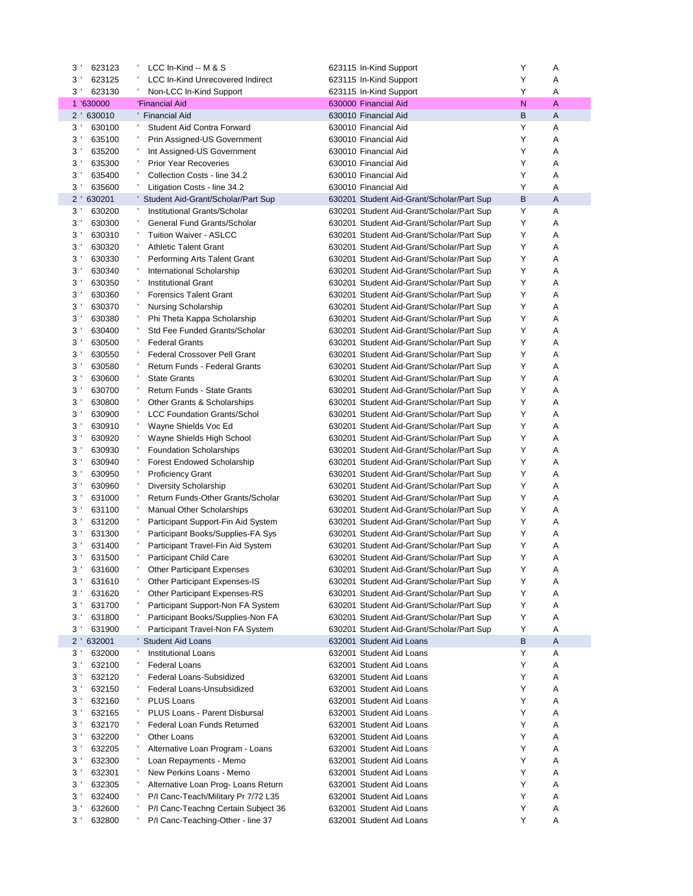| | | | | | |
|---|---|---|---|---|---|
| 3 ' | 623123 | ' LCC In-Kind -- M & S | 623115 In-Kind Support | Y | A |
| 3 ' | 623125 | ' LCC In-Kind Unrecovered Indirect | 623115 In-Kind Support | Y | A |
| 3 ' | 623130 | ' Non-LCC In-Kind Support | 623115 In-Kind Support | Y | A |
| 1 | '630000 | 'Financial Aid | 630000 Financial Aid | N | A |
| 2 ' | 630010 | ' Financial Aid | 630010 Financial Aid | B | A |
| 3 ' | 630100 | ' Student Aid Contra Forward | 630010 Financial Aid | Y | A |
| 3 ' | 635100 | ' Prin Assigned-US Government | 630010 Financial Aid | Y | A |
| 3 ' | 635200 | ' Int Assigned-US Government | 630010 Financial Aid | Y | A |
| 3 ' | 635300 | ' Prior Year Recoveries | 630010 Financial Aid | Y | A |
| 3 ' | 635400 | ' Collection Costs - line 34.2 | 630010 Financial Aid | Y | A |
| 3 ' | 635600 | ' Litigation Costs - line 34.2 | 630010 Financial Aid | Y | A |
| 2 ' | 630201 | ' Student Aid-Grant/Scholar/Part Sup | 630201 Student Aid-Grant/Scholar/Part Sup | B | A |
| 3 ' | 630200 | ' Institutional Grants/Scholar | 630201 Student Aid-Grant/Scholar/Part Sup | Y | A |
| 3 ' | 630300 | ' General Fund Grants/Scholar | 630201 Student Aid-Grant/Scholar/Part Sup | Y | A |
| 3 ' | 630310 | ' Tuition Waiver - ASLCC | 630201 Student Aid-Grant/Scholar/Part Sup | Y | A |
| 3 ' | 630320 | ' Athletic Talent Grant | 630201 Student Aid-Grant/Scholar/Part Sup | Y | A |
| 3 ' | 630330 | ' Performing Arts Talent Grant | 630201 Student Aid-Grant/Scholar/Part Sup | Y | A |
| 3 ' | 630340 | ' International Scholarship | 630201 Student Aid-Grant/Scholar/Part Sup | Y | A |
| 3 ' | 630350 | ' Institutional Grant | 630201 Student Aid-Grant/Scholar/Part Sup | Y | A |
| 3 ' | 630360 | ' Forensics Talent Grant | 630201 Student Aid-Grant/Scholar/Part Sup | Y | A |
| 3 ' | 630370 | ' Nursing Scholarship | 630201 Student Aid-Grant/Scholar/Part Sup | Y | A |
| 3 ' | 630380 | ' Phi Theta Kappa Scholarship | 630201 Student Aid-Grant/Scholar/Part Sup | Y | A |
| 3 ' | 630400 | ' Std Fee Funded Grants/Scholar | 630201 Student Aid-Grant/Scholar/Part Sup | Y | A |
| 3 ' | 630500 | ' Federal Grants | 630201 Student Aid-Grant/Scholar/Part Sup | Y | A |
| 3 ' | 630550 | ' Federal Crossover Pell Grant | 630201 Student Aid-Grant/Scholar/Part Sup | Y | A |
| 3 ' | 630580 | ' Return Funds - Federal Grants | 630201 Student Aid-Grant/Scholar/Part Sup | Y | A |
| 3 ' | 630600 | ' State Grants | 630201 Student Aid-Grant/Scholar/Part Sup | Y | A |
| 3 ' | 630700 | ' Return Funds - State Grants | 630201 Student Aid-Grant/Scholar/Part Sup | Y | A |
| 3 ' | 630800 | ' Other Grants & Scholarships | 630201 Student Aid-Grant/Scholar/Part Sup | Y | A |
| 3 ' | 630900 | ' LCC Foundation Grants/Schol | 630201 Student Aid-Grant/Scholar/Part Sup | Y | A |
| 3 ' | 630910 | ' Wayne Shields Voc Ed | 630201 Student Aid-Grant/Scholar/Part Sup | Y | A |
| 3 ' | 630920 | ' Wayne Shields High School | 630201 Student Aid-Grant/Scholar/Part Sup | Y | A |
| 3 ' | 630930 | ' Foundation Scholarships | 630201 Student Aid-Grant/Scholar/Part Sup | Y | A |
| 3 ' | 630940 | ' Forest Endowed Scholarship | 630201 Student Aid-Grant/Scholar/Part Sup | Y | A |
| 3 ' | 630950 | ' Proficiency Grant | 630201 Student Aid-Grant/Scholar/Part Sup | Y | A |
| 3 ' | 630960 | ' Diversity Scholarship | 630201 Student Aid-Grant/Scholar/Part Sup | Y | A |
| 3 ' | 631000 | ' Return Funds-Other Grants/Scholar | 630201 Student Aid-Grant/Scholar/Part Sup | Y | A |
| 3 ' | 631100 | ' Manual Other Scholarships | 630201 Student Aid-Grant/Scholar/Part Sup | Y | A |
| 3 ' | 631200 | ' Participant Support-Fin Aid System | 630201 Student Aid-Grant/Scholar/Part Sup | Y | A |
| 3 ' | 631300 | ' Participant Books/Supplies-FA Sys | 630201 Student Aid-Grant/Scholar/Part Sup | Y | A |
| 3 ' | 631400 | ' Participant Travel-Fin Aid System | 630201 Student Aid-Grant/Scholar/Part Sup | Y | A |
| 3 ' | 631500 | ' Participant Child Care | 630201 Student Aid-Grant/Scholar/Part Sup | Y | A |
| 3 ' | 631600 | ' Other Participant Expenses | 630201 Student Aid-Grant/Scholar/Part Sup | Y | A |
| 3 ' | 631610 | ' Other Participant Expenses-IS | 630201 Student Aid-Grant/Scholar/Part Sup | Y | A |
| 3 ' | 631620 | ' Other Participant Expenses-RS | 630201 Student Aid-Grant/Scholar/Part Sup | Y | A |
| 3 ' | 631700 | ' Participant Support-Non FA System | 630201 Student Aid-Grant/Scholar/Part Sup | Y | A |
| 3 ' | 631800 | ' Participant Books/Supplies-Non FA | 630201 Student Aid-Grant/Scholar/Part Sup | Y | A |
| 3 ' | 631900 | ' Participant Travel-Non FA System | 630201 Student Aid-Grant/Scholar/Part Sup | Y | A |
| 2 ' | 632001 | ' Student Aid Loans | 632001 Student Aid Loans | B | A |
| 3 ' | 632000 | ' Institutional Loans | 632001 Student Aid Loans | Y | A |
| 3 ' | 632100 | ' Federal Loans | 632001 Student Aid Loans | Y | A |
| 3 ' | 632120 | ' Federal Loans-Subsidized | 632001 Student Aid Loans | Y | A |
| 3 ' | 632150 | ' Federal Loans-Unsubsidized | 632001 Student Aid Loans | Y | A |
| 3 ' | 632160 | ' PLUS Loans | 632001 Student Aid Loans | Y | A |
| 3 ' | 632165 | ' PLUS Loans - Parent Disbursal | 632001 Student Aid Loans | Y | A |
| 3 ' | 632170 | ' Federal Loan Funds Returned | 632001 Student Aid Loans | Y | A |
| 3 ' | 632200 | ' Other Loans | 632001 Student Aid Loans | Y | A |
| 3 ' | 632205 | ' Alternative Loan Program - Loans | 632001 Student Aid Loans | Y | A |
| 3 ' | 632300 | ' Loan Repayments - Memo | 632001 Student Aid Loans | Y | A |
| 3 ' | 632301 | ' New Perkins Loans - Memo | 632001 Student Aid Loans | Y | A |
| 3 ' | 632305 | ' Alternative Loan Prog- Loans Return | 632001 Student Aid Loans | Y | A |
| 3 ' | 632400 | ' P/I Canc-Teach/Military Pr 7/72 L35 | 632001 Student Aid Loans | Y | A |
| 3 ' | 632600 | ' P/I Canc-Teachng Certain Subject 36 | 632001 Student Aid Loans | Y | A |
| 3 ' | 632800 | ' P/I Canc-Teaching-Other - line 37 | 632001 Student Aid Loans | Y | A |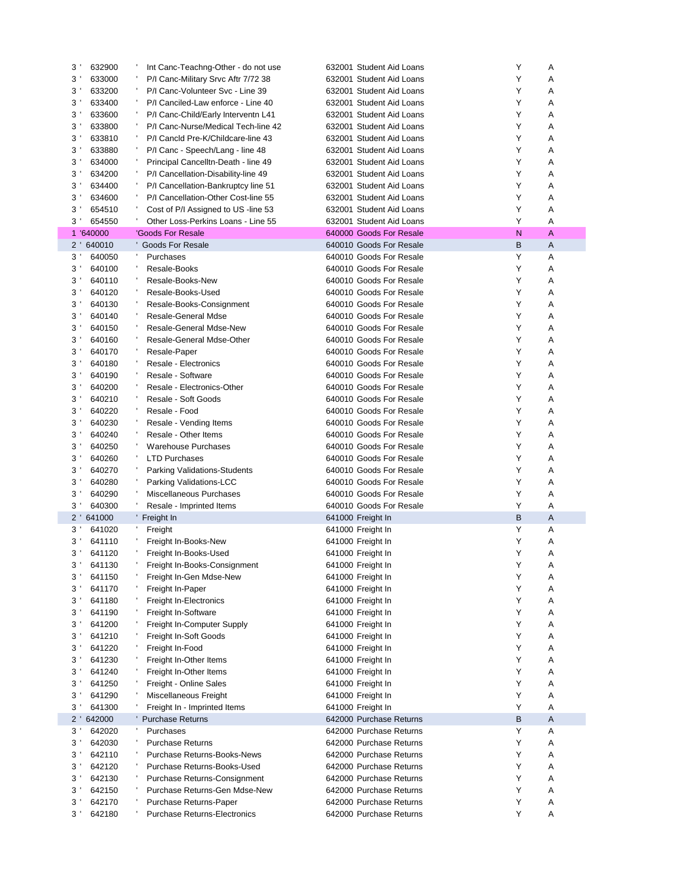| | | | | | |
|---|---|---|---|---|---|
| 3 ' | 632900 | ' Int Canc-Teachng-Other - do not use | 632001 Student Aid Loans | Y | A |
| 3 ' | 633000 | ' P/I Canc-Military Srvc Aftr 7/72 38 | 632001 Student Aid Loans | Y | A |
| 3 ' | 633200 | ' P/I Canc-Volunteer Svc - Line 39 | 632001 Student Aid Loans | Y | A |
| 3 ' | 633400 | ' P/I Canceled-Law enforce - Line 40 | 632001 Student Aid Loans | Y | A |
| 3 ' | 633600 | ' P/I Canc-Child/Early Interventn L41 | 632001 Student Aid Loans | Y | A |
| 3 ' | 633800 | ' P/I Canc-Nurse/Medical Tech-line 42 | 632001 Student Aid Loans | Y | A |
| 3 ' | 633810 | ' P/I Cancld Pre-K/Childcare-line 43 | 632001 Student Aid Loans | Y | A |
| 3 ' | 633880 | ' P/I Canc - Speech/Lang - line 48 | 632001 Student Aid Loans | Y | A |
| 3 ' | 634000 | ' Principal Cancelltn-Death - line 49 | 632001 Student Aid Loans | Y | A |
| 3 ' | 634200 | ' P/I Cancellation-Disability-line 49 | 632001 Student Aid Loans | Y | A |
| 3 ' | 634400 | ' P/I Cancellation-Bankruptcy line 51 | 632001 Student Aid Loans | Y | A |
| 3 ' | 634600 | ' P/I Cancellation-Other Cost-line 55 | 632001 Student Aid Loans | Y | A |
| 3 ' | 654510 | ' Cost of P/I Assigned to US -line 53 | 632001 Student Aid Loans | Y | A |
| 3 ' | 654550 | ' Other Loss-Perkins Loans - Line 55 | 632001 Student Aid Loans | Y | A |
| 1 | '640000 | 'Goods For Resale | 640000 Goods For Resale | N | A |
| 2 ' | 640010 | ' Goods For Resale | 640010 Goods For Resale | B | A |
| 3 ' | 640050 | ' Purchases | 640010 Goods For Resale | Y | A |
| 3 ' | 640100 | ' Resale-Books | 640010 Goods For Resale | Y | A |
| 3 ' | 640110 | ' Resale-Books-New | 640010 Goods For Resale | Y | A |
| 3 ' | 640120 | ' Resale-Books-Used | 640010 Goods For Resale | Y | A |
| 3 ' | 640130 | ' Resale-Books-Consignment | 640010 Goods For Resale | Y | A |
| 3 ' | 640140 | ' Resale-General Mdse | 640010 Goods For Resale | Y | A |
| 3 ' | 640150 | ' Resale-General Mdse-New | 640010 Goods For Resale | Y | A |
| 3 ' | 640160 | ' Resale-General Mdse-Other | 640010 Goods For Resale | Y | A |
| 3 ' | 640170 | ' Resale-Paper | 640010 Goods For Resale | Y | A |
| 3 ' | 640180 | ' Resale - Electronics | 640010 Goods For Resale | Y | A |
| 3 ' | 640190 | ' Resale - Software | 640010 Goods For Resale | Y | A |
| 3 ' | 640200 | ' Resale - Electronics-Other | 640010 Goods For Resale | Y | A |
| 3 ' | 640210 | ' Resale - Soft Goods | 640010 Goods For Resale | Y | A |
| 3 ' | 640220 | ' Resale - Food | 640010 Goods For Resale | Y | A |
| 3 ' | 640230 | ' Resale - Vending Items | 640010 Goods For Resale | Y | A |
| 3 ' | 640240 | ' Resale - Other Items | 640010 Goods For Resale | Y | A |
| 3 ' | 640250 | ' Warehouse Purchases | 640010 Goods For Resale | Y | A |
| 3 ' | 640260 | ' LTD Purchases | 640010 Goods For Resale | Y | A |
| 3 ' | 640270 | ' Parking Validations-Students | 640010 Goods For Resale | Y | A |
| 3 ' | 640280 | ' Parking Validations-LCC | 640010 Goods For Resale | Y | A |
| 3 ' | 640290 | ' Miscellaneous Purchases | 640010 Goods For Resale | Y | A |
| 3 ' | 640300 | ' Resale - Imprinted Items | 640010 Goods For Resale | Y | A |
| 2 ' | 641000 | ' Freight In | 641000 Freight In | B | A |
| 3 ' | 641020 | ' Freight | 641000 Freight In | Y | A |
| 3 ' | 641110 | ' Freight In-Books-New | 641000 Freight In | Y | A |
| 3 ' | 641120 | ' Freight In-Books-Used | 641000 Freight In | Y | A |
| 3 ' | 641130 | ' Freight In-Books-Consignment | 641000 Freight In | Y | A |
| 3 ' | 641150 | ' Freight In-Gen Mdse-New | 641000 Freight In | Y | A |
| 3 ' | 641170 | ' Freight In-Paper | 641000 Freight In | Y | A |
| 3 ' | 641180 | ' Freight In-Electronics | 641000 Freight In | Y | A |
| 3 ' | 641190 | ' Freight In-Software | 641000 Freight In | Y | A |
| 3 ' | 641200 | ' Freight In-Computer Supply | 641000 Freight In | Y | A |
| 3 ' | 641210 | ' Freight In-Soft Goods | 641000 Freight In | Y | A |
| 3 ' | 641220 | ' Freight In-Food | 641000 Freight In | Y | A |
| 3 ' | 641230 | ' Freight In-Other Items | 641000 Freight In | Y | A |
| 3 ' | 641240 | ' Freight In-Other Items | 641000 Freight In | Y | A |
| 3 ' | 641250 | ' Freight - Online Sales | 641000 Freight In | Y | A |
| 3 ' | 641290 | ' Miscellaneous Freight | 641000 Freight In | Y | A |
| 3 ' | 641300 | ' Freight In - Imprinted Items | 641000 Freight In | Y | A |
| 2 ' | 642000 | ' Purchase Returns | 642000 Purchase Returns | B | A |
| 3 ' | 642020 | ' Purchases | 642000 Purchase Returns | Y | A |
| 3 ' | 642030 | ' Purchase Returns | 642000 Purchase Returns | Y | A |
| 3 ' | 642110 | ' Purchase Returns-Books-News | 642000 Purchase Returns | Y | A |
| 3 ' | 642120 | ' Purchase Returns-Books-Used | 642000 Purchase Returns | Y | A |
| 3 ' | 642130 | ' Purchase Returns-Consignment | 642000 Purchase Returns | Y | A |
| 3 ' | 642150 | ' Purchase Returns-Gen Mdse-New | 642000 Purchase Returns | Y | A |
| 3 ' | 642170 | ' Purchase Returns-Paper | 642000 Purchase Returns | Y | A |
| 3 ' | 642180 | ' Purchase Returns-Electronics | 642000 Purchase Returns | Y | A |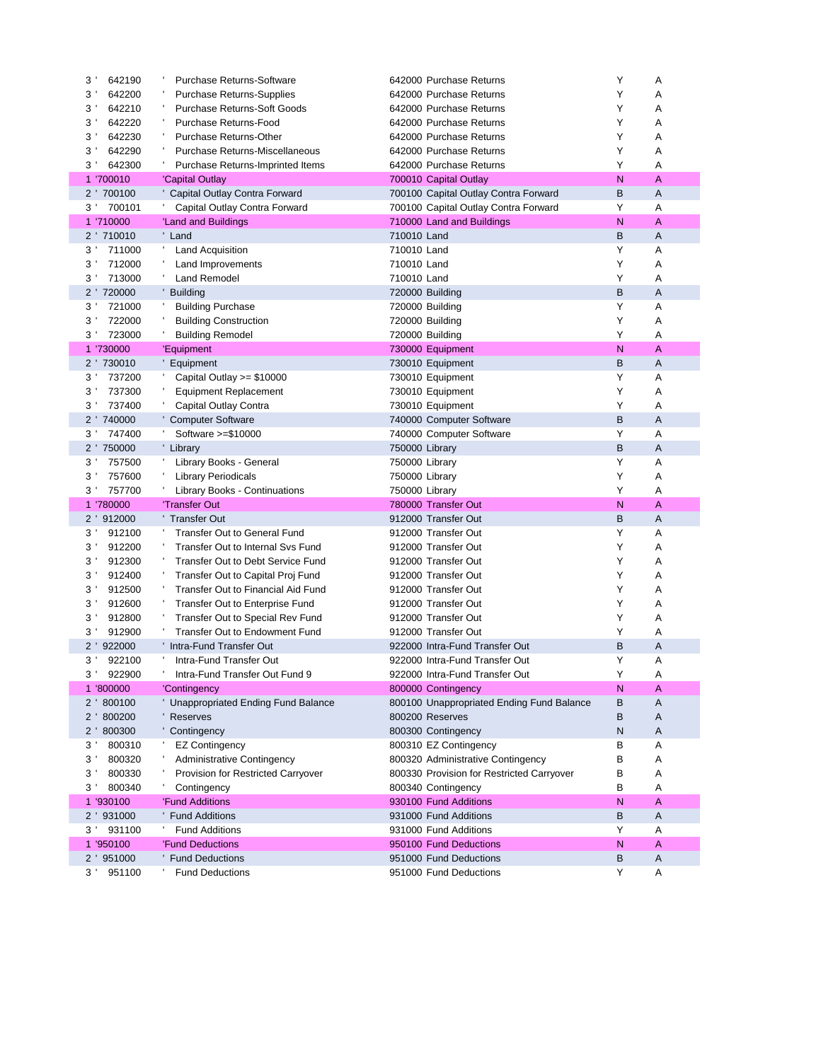| | | | | | |
|---|---|---|---|---|---|
| 3 ' | 642190 | ' Purchase Returns-Software | 642000 Purchase Returns | Y | A |
| 3 ' | 642200 | ' Purchase Returns-Supplies | 642000 Purchase Returns | Y | A |
| 3 ' | 642210 | ' Purchase Returns-Soft Goods | 642000 Purchase Returns | Y | A |
| 3 ' | 642220 | ' Purchase Returns-Food | 642000 Purchase Returns | Y | A |
| 3 ' | 642230 | ' Purchase Returns-Other | 642000 Purchase Returns | Y | A |
| 3 ' | 642290 | ' Purchase Returns-Miscellaneous | 642000 Purchase Returns | Y | A |
| 3 ' | 642300 | ' Purchase Returns-Imprinted Items | 642000 Purchase Returns | Y | A |
| 1 | '700010 | 'Capital Outlay | 700010 Capital Outlay | N | A |
| 2 ' | 700100 | ' Capital Outlay Contra Forward | 700100 Capital Outlay Contra Forward | B | A |
| 3 ' | 700101 | ' Capital Outlay Contra Forward | 700100 Capital Outlay Contra Forward | Y | A |
| 1 | '710000 | 'Land and Buildings | 710000 Land and Buildings | N | A |
| 2 ' | 710010 | ' Land | 710010 Land | B | A |
| 3 ' | 711000 | ' Land Acquisition | 710010 Land | Y | A |
| 3 ' | 712000 | ' Land Improvements | 710010 Land | Y | A |
| 3 ' | 713000 | ' Land Remodel | 710010 Land | Y | A |
| 2 ' | 720000 | ' Building | 720000 Building | B | A |
| 3 ' | 721000 | ' Building Purchase | 720000 Building | Y | A |
| 3 ' | 722000 | ' Building Construction | 720000 Building | Y | A |
| 3 ' | 723000 | ' Building Remodel | 720000 Building | Y | A |
| 1 | '730000 | 'Equipment | 730000 Equipment | N | A |
| 2 ' | 730010 | ' Equipment | 730010 Equipment | B | A |
| 3 ' | 737200 | ' Capital Outlay >= $10000 | 730010 Equipment | Y | A |
| 3 ' | 737300 | ' Equipment Replacement | 730010 Equipment | Y | A |
| 3 ' | 737400 | ' Capital Outlay Contra | 730010 Equipment | Y | A |
| 2 ' | 740000 | ' Computer Software | 740000 Computer Software | B | A |
| 3 ' | 747400 | ' Software >=$10000 | 740000 Computer Software | Y | A |
| 2 ' | 750000 | ' Library | 750000 Library | B | A |
| 3 ' | 757500 | ' Library Books - General | 750000 Library | Y | A |
| 3 ' | 757600 | ' Library Periodicals | 750000 Library | Y | A |
| 3 ' | 757700 | ' Library Books - Continuations | 750000 Library | Y | A |
| 1 | '780000 | 'Transfer Out | 780000 Transfer Out | N | A |
| 2 ' | 912000 | ' Transfer Out | 912000 Transfer Out | B | A |
| 3 ' | 912100 | ' Transfer Out to General Fund | 912000 Transfer Out | Y | A |
| 3 ' | 912200 | ' Transfer Out to Internal Svs Fund | 912000 Transfer Out | Y | A |
| 3 ' | 912300 | ' Transfer Out to Debt Service Fund | 912000 Transfer Out | Y | A |
| 3 ' | 912400 | ' Transfer Out to Capital Proj Fund | 912000 Transfer Out | Y | A |
| 3 ' | 912500 | ' Transfer Out to Financial Aid Fund | 912000 Transfer Out | Y | A |
| 3 ' | 912600 | ' Transfer Out to Enterprise Fund | 912000 Transfer Out | Y | A |
| 3 ' | 912800 | ' Transfer Out to Special Rev Fund | 912000 Transfer Out | Y | A |
| 3 ' | 912900 | ' Transfer Out to Endowment Fund | 912000 Transfer Out | Y | A |
| 2 ' | 922000 | ' Intra-Fund Transfer Out | 922000 Intra-Fund Transfer Out | B | A |
| 3 ' | 922100 | ' Intra-Fund Transfer Out | 922000 Intra-Fund Transfer Out | Y | A |
| 3 ' | 922900 | ' Intra-Fund Transfer Out Fund 9 | 922000 Intra-Fund Transfer Out | Y | A |
| 1 | '800000 | 'Contingency | 800000 Contingency | N | A |
| 2 ' | 800100 | ' Unappropriated Ending Fund Balance | 800100 Unappropriated Ending Fund Balance | B | A |
| 2 ' | 800200 | ' Reserves | 800200 Reserves | B | A |
| 2 ' | 800300 | ' Contingency | 800300 Contingency | N | A |
| 3 ' | 800310 | ' EZ Contingency | 800310 EZ Contingency | B | A |
| 3 ' | 800320 | ' Administrative Contingency | 800320 Administrative Contingency | B | A |
| 3 ' | 800330 | ' Provision for Restricted Carryover | 800330 Provision for Restricted Carryover | B | A |
| 3 ' | 800340 | ' Contingency | 800340 Contingency | B | A |
| 1 | '930100 | 'Fund Additions | 930100 Fund Additions | N | A |
| 2 ' | 931000 | ' Fund Additions | 931000 Fund Additions | B | A |
| 3 ' | 931100 | ' Fund Additions | 931000 Fund Additions | Y | A |
| 1 | '950100 | 'Fund Deductions | 950100 Fund Deductions | N | A |
| 2 ' | 951000 | ' Fund Deductions | 951000 Fund Deductions | B | A |
| 3 ' | 951100 | ' Fund Deductions | 951000 Fund Deductions | Y | A |